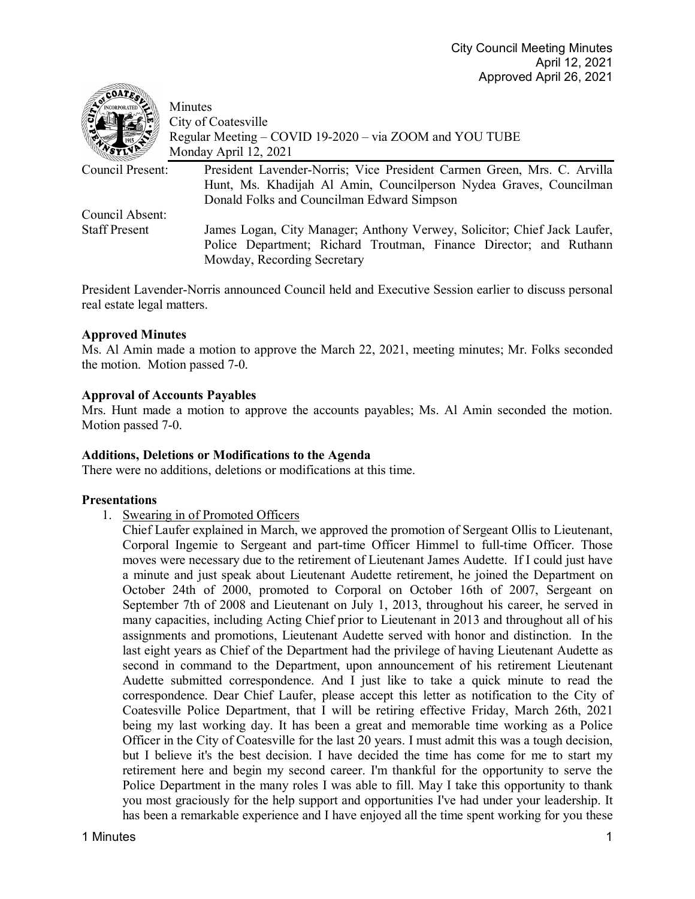City Council Meeting Minutes
April 12, 2021
Approved April 26, 2021

Minutes
City of Coatesville
Regular Meeting – COVID 19-2020 – via ZOOM and YOU TUBE
Monday April 12, 2021

| | |
|---|---|
| Council Present: | President Lavender-Norris; Vice President Carmen Green, Mrs. C. Arvilla Hunt, Ms. Khadijah Al Amin, Councilperson Nydea Graves, Councilman Donald Folks and Councilman Edward Simpson |
| Council Absent: | |
| Staff Present | James Logan, City Manager; Anthony Verwey, Solicitor; Chief Jack Laufer, Police Department; Richard Troutman, Finance Director; and Ruthann Mowday, Recording Secretary |

President Lavender-Norris announced Council held and Executive Session earlier to discuss personal real estate legal matters.

**Approved Minutes**
Ms. Al Amin made a motion to approve the March 22, 2021, meeting minutes; Mr. Folks seconded the motion. Motion passed 7-0.

**Approval of Accounts Payables**
Mrs. Hunt made a motion to approve the accounts payables; Ms. Al Amin seconded the motion. Motion passed 7-0.

**Additions, Deletions or Modifications to the Agenda**
There were no additions, deletions or modifications at this time.

**Presentations**

1. Swearing in of Promoted Officers
   Chief Laufer explained in March, we approved the promotion of Sergeant Ollis to Lieutenant, Corporal Ingemie to Sergeant and part-time Officer Himmel to full-time Officer. Those moves were necessary due to the retirement of Lieutenant James Audette. If I could just have a minute and just speak about Lieutenant Audette retirement, he joined the Department on October 24th of 2000, promoted to Corporal on October 16th of 2007, Sergeant on September 7th of 2008 and Lieutenant on July 1, 2013, throughout his career, he served in many capacities, including Acting Chief prior to Lieutenant in 2013 and throughout all of his assignments and promotions, Lieutenant Audette served with honor and distinction. In the last eight years as Chief of the Department had the privilege of having Lieutenant Audette as second in command to the Department, upon announcement of his retirement Lieutenant Audette submitted correspondence. And I just like to take a quick minute to read the correspondence. Dear Chief Laufer, please accept this letter as notification to the City of Coatesville Police Department, that I will be retiring effective Friday, March 26th, 2021 being my last working day. It has been a great and memorable time working as a Police Officer in the City of Coatesville for the last 20 years. I must admit this was a tough decision, but I believe it's the best decision. I have decided the time has come for me to start my retirement here and begin my second career. I'm thankful for the opportunity to serve the Police Department in the many roles I was able to fill. May I take this opportunity to thank you most graciously for the help support and opportunities I've had under your leadership. It has been a remarkable experience and I have enjoyed all the time spent working for you these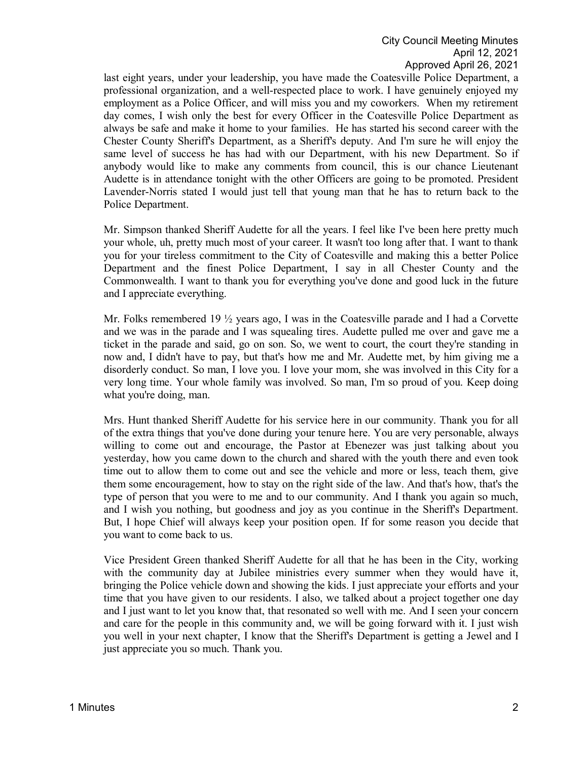last eight years, under your leadership, you have made the Coatesville Police Department, a professional organization, and a well-respected place to work. I have genuinely enjoyed my employment as a Police Officer, and will miss you and my coworkers. When my retirement day comes, I wish only the best for every Officer in the Coatesville Police Department as always be safe and make it home to your families. He has started his second career with the Chester County Sheriff's Department, as a Sheriff's deputy. And I'm sure he will enjoy the same level of success he has had with our Department, with his new Department. So if anybody would like to make any comments from council, this is our chance Lieutenant Audette is in attendance tonight with the other Officers are going to be promoted. President Lavender-Norris stated I would just tell that young man that he has to return back to the Police Department.

Mr. Simpson thanked Sheriff Audette for all the years. I feel like I've been here pretty much your whole, uh, pretty much most of your career. It wasn't too long after that. I want to thank you for your tireless commitment to the City of Coatesville and making this a better Police Department and the finest Police Department, I say in all Chester County and the Commonwealth. I want to thank you for everything you've done and good luck in the future and I appreciate everything.

Mr. Folks remembered 19 ½ years ago, I was in the Coatesville parade and I had a Corvette and we was in the parade and I was squealing tires. Audette pulled me over and gave me a ticket in the parade and said, go on son. So, we went to court, the court they're standing in now and, I didn't have to pay, but that's how me and Mr. Audette met, by him giving me a disorderly conduct. So man, I love you. I love your mom, she was involved in this City for a very long time. Your whole family was involved. So man, I'm so proud of you. Keep doing what you're doing, man.

Mrs. Hunt thanked Sheriff Audette for his service here in our community. Thank you for all of the extra things that you've done during your tenure here. You are very personable, always willing to come out and encourage, the Pastor at Ebenezer was just talking about you yesterday, how you came down to the church and shared with the youth there and even took time out to allow them to come out and see the vehicle and more or less, teach them, give them some encouragement, how to stay on the right side of the law. And that's how, that's the type of person that you were to me and to our community. And I thank you again so much, and I wish you nothing, but goodness and joy as you continue in the Sheriff's Department. But, I hope Chief will always keep your position open. If for some reason you decide that you want to come back to us.

Vice President Green thanked Sheriff Audette for all that he has been in the City, working with the community day at Jubilee ministries every summer when they would have it, bringing the Police vehicle down and showing the kids. I just appreciate your efforts and your time that you have given to our residents. I also, we talked about a project together one day and I just want to let you know that, that resonated so well with me. And I seen your concern and care for the people in this community and, we will be going forward with it. I just wish you well in your next chapter, I know that the Sheriff's Department is getting a Jewel and I just appreciate you so much. Thank you.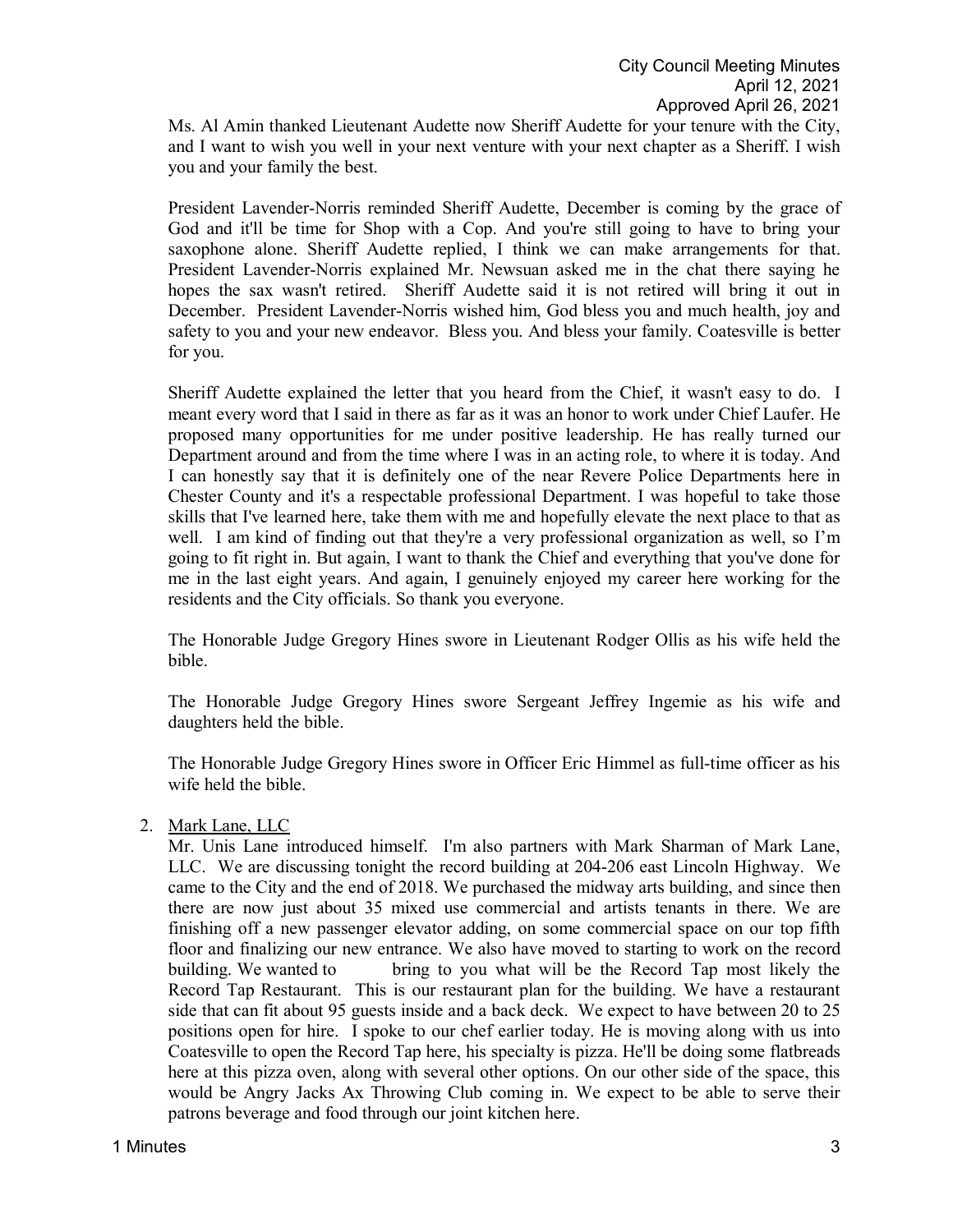Ms. Al Amin thanked Lieutenant Audette now Sheriff Audette for your tenure with the City, and I want to wish you well in your next venture with your next chapter as a Sheriff. I wish you and your family the best.

President Lavender-Norris reminded Sheriff Audette, December is coming by the grace of God and it'll be time for Shop with a Cop. And you're still going to have to bring your saxophone alone. Sheriff Audette replied, I think we can make arrangements for that. President Lavender-Norris explained Mr. Newsuan asked me in the chat there saying he hopes the sax wasn't retired. Sheriff Audette said it is not retired will bring it out in December. President Lavender-Norris wished him, God bless you and much health, joy and safety to you and your new endeavor. Bless you. And bless your family. Coatesville is better for you.

Sheriff Audette explained the letter that you heard from the Chief, it wasn't easy to do. I meant every word that I said in there as far as it was an honor to work under Chief Laufer. He proposed many opportunities for me under positive leadership. He has really turned our Department around and from the time where I was in an acting role, to where it is today. And I can honestly say that it is definitely one of the near Revere Police Departments here in Chester County and it's a respectable professional Department. I was hopeful to take those skills that I've learned here, take them with me and hopefully elevate the next place to that as well. I am kind of finding out that they're a very professional organization as well, so I'm going to fit right in. But again, I want to thank the Chief and everything that you've done for me in the last eight years. And again, I genuinely enjoyed my career here working for the residents and the City officials. So thank you everyone.

The Honorable Judge Gregory Hines swore in Lieutenant Rodger Ollis as his wife held the bible.

The Honorable Judge Gregory Hines swore Sergeant Jeffrey Ingemie as his wife and daughters held the bible.

The Honorable Judge Gregory Hines swore in Officer Eric Himmel as full-time officer as his wife held the bible.

2. Mark Lane, LLC
Mr. Unis Lane introduced himself. I'm also partners with Mark Sharman of Mark Lane, LLC. We are discussing tonight the record building at 204-206 east Lincoln Highway. We came to the City and the end of 2018. We purchased the midway arts building, and since then there are now just about 35 mixed use commercial and artists tenants in there. We are finishing off a new passenger elevator adding, on some commercial space on our top fifth floor and finalizing our new entrance. We also have moved to starting to work on the record building. We wanted to bring to you what will be the Record Tap most likely the Record Tap Restaurant. This is our restaurant plan for the building. We have a restaurant side that can fit about 95 guests inside and a back deck. We expect to have between 20 to 25 positions open for hire. I spoke to our chef earlier today. He is moving along with us into Coatesville to open the Record Tap here, his specialty is pizza. He'll be doing some flatbreads here at this pizza oven, along with several other options. On our other side of the space, this would be Angry Jacks Ax Throwing Club coming in. We expect to be able to serve their patrons beverage and food through our joint kitchen here.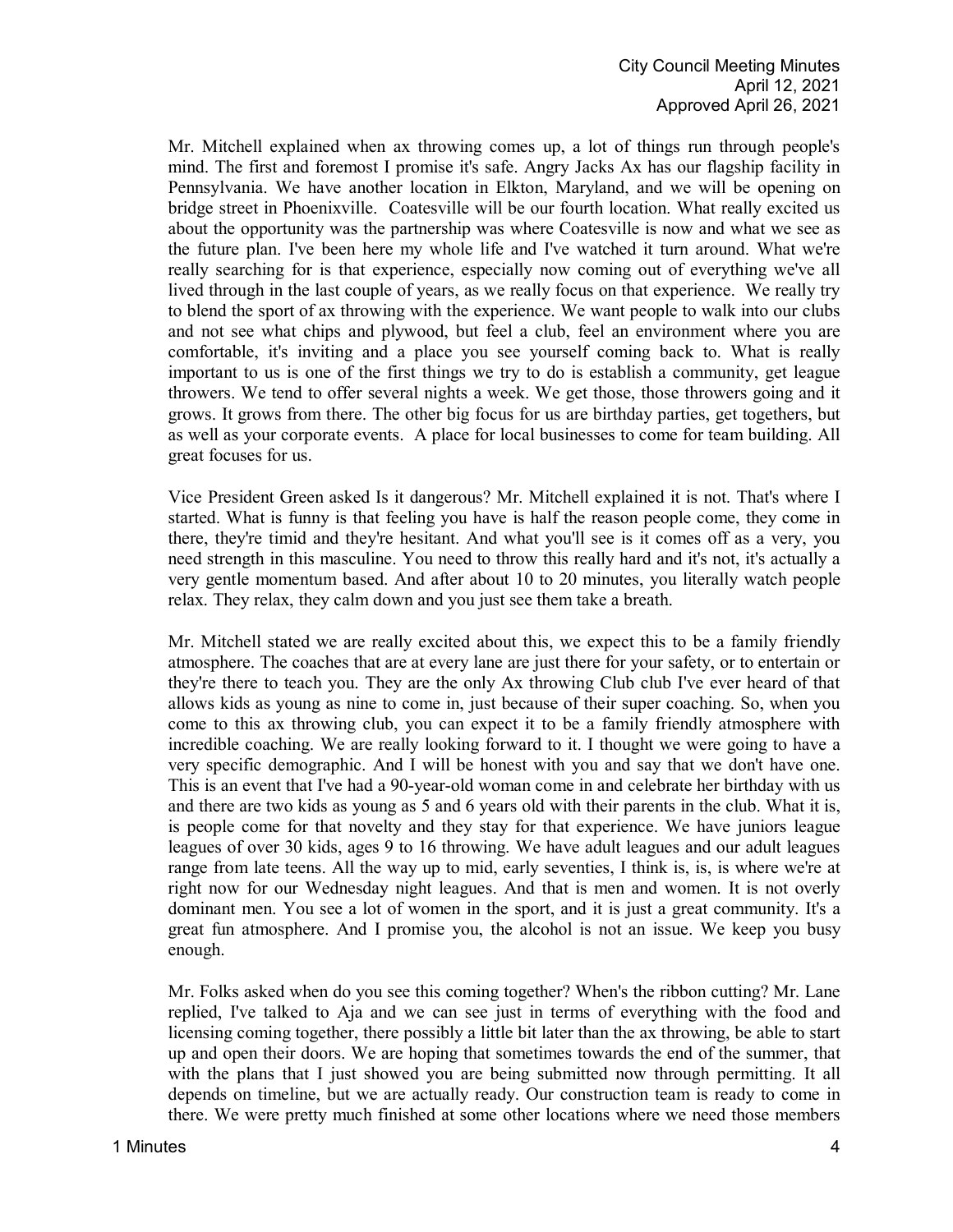Mr. Mitchell explained when ax throwing comes up, a lot of things run through people's mind. The first and foremost I promise it's safe. Angry Jacks Ax has our flagship facility in Pennsylvania. We have another location in Elkton, Maryland, and we will be opening on bridge street in Phoenixville. Coatesville will be our fourth location. What really excited us about the opportunity was the partnership was where Coatesville is now and what we see as the future plan. I've been here my whole life and I've watched it turn around. What we're really searching for is that experience, especially now coming out of everything we've all lived through in the last couple of years, as we really focus on that experience. We really try to blend the sport of ax throwing with the experience. We want people to walk into our clubs and not see what chips and plywood, but feel a club, feel an environment where you are comfortable, it's inviting and a place you see yourself coming back to. What is really important to us is one of the first things we try to do is establish a community, get league throwers. We tend to offer several nights a week. We get those, those throwers going and it grows. It grows from there. The other big focus for us are birthday parties, get togethers, but as well as your corporate events. A place for local businesses to come for team building. All great focuses for us.

Vice President Green asked Is it dangerous? Mr. Mitchell explained it is not. That's where I started. What is funny is that feeling you have is half the reason people come, they come in there, they're timid and they're hesitant. And what you'll see is it comes off as a very, you need strength in this masculine. You need to throw this really hard and it's not, it's actually a very gentle momentum based. And after about 10 to 20 minutes, you literally watch people relax. They relax, they calm down and you just see them take a breath.

Mr. Mitchell stated we are really excited about this, we expect this to be a family friendly atmosphere. The coaches that are at every lane are just there for your safety, or to entertain or they're there to teach you. They are the only Ax throwing Club club I've ever heard of that allows kids as young as nine to come in, just because of their super coaching. So, when you come to this ax throwing club, you can expect it to be a family friendly atmosphere with incredible coaching. We are really looking forward to it. I thought we were going to have a very specific demographic. And I will be honest with you and say that we don't have one. This is an event that I've had a 90-year-old woman come in and celebrate her birthday with us and there are two kids as young as 5 and 6 years old with their parents in the club. What it is, is people come for that novelty and they stay for that experience. We have juniors league leagues of over 30 kids, ages 9 to 16 throwing. We have adult leagues and our adult leagues range from late teens. All the way up to mid, early seventies, I think is, is, is where we're at right now for our Wednesday night leagues. And that is men and women. It is not overly dominant men. You see a lot of women in the sport, and it is just a great community. It's a great fun atmosphere. And I promise you, the alcohol is not an issue. We keep you busy enough.

Mr. Folks asked when do you see this coming together? When's the ribbon cutting? Mr. Lane replied, I've talked to Aja and we can see just in terms of everything with the food and licensing coming together, there possibly a little bit later than the ax throwing, be able to start up and open their doors. We are hoping that sometimes towards the end of the summer, that with the plans that I just showed you are being submitted now through permitting. It all depends on timeline, but we are actually ready. Our construction team is ready to come in there. We were pretty much finished at some other locations where we need those members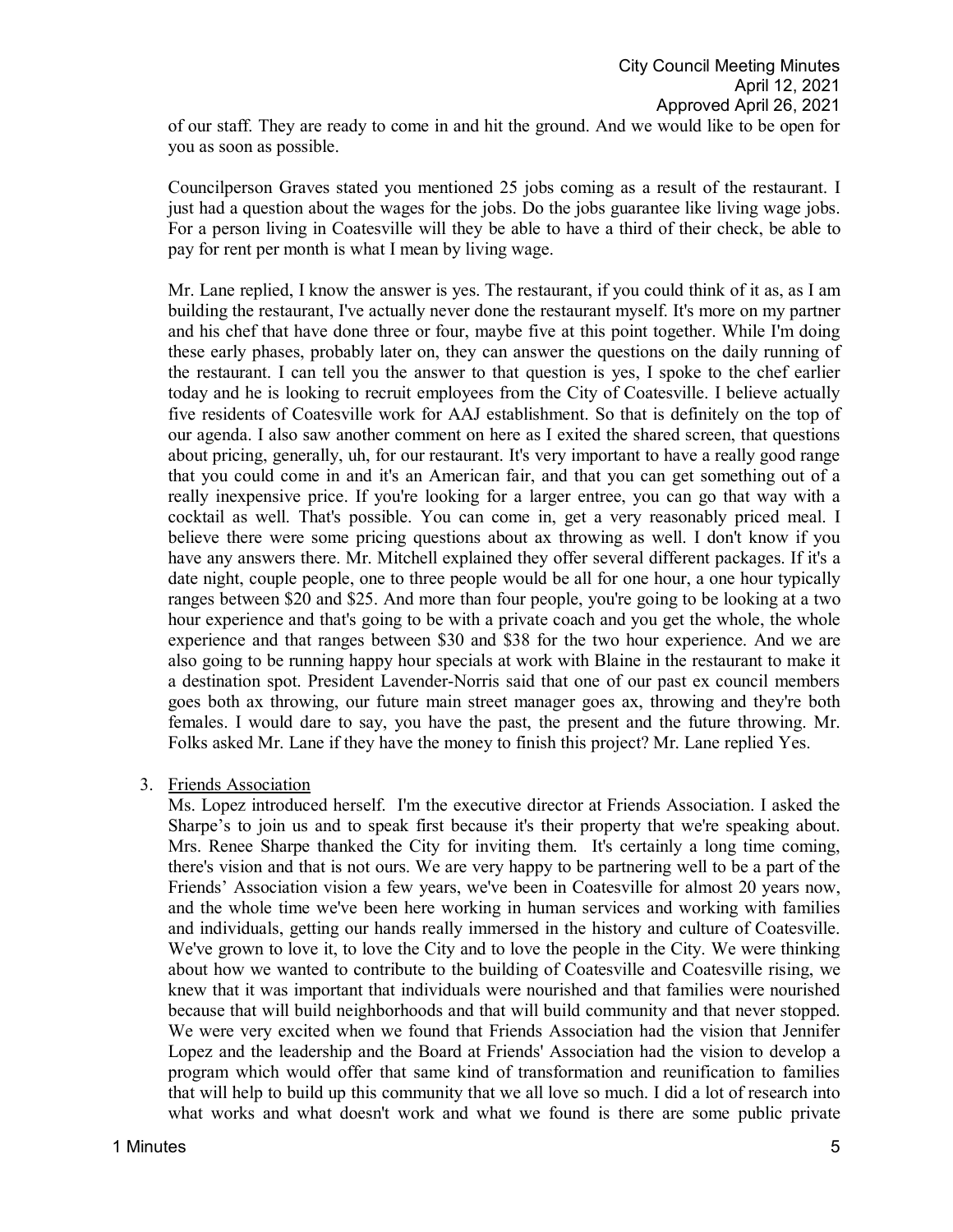of our staff. They are ready to come in and hit the ground. And we would like to be open for you as soon as possible.

Councilperson Graves stated you mentioned 25 jobs coming as a result of the restaurant. I just had a question about the wages for the jobs. Do the jobs guarantee like living wage jobs. For a person living in Coatesville will they be able to have a third of their check, be able to pay for rent per month is what I mean by living wage.

Mr. Lane replied, I know the answer is yes. The restaurant, if you could think of it as, as I am building the restaurant, I've actually never done the restaurant myself. It's more on my partner and his chef that have done three or four, maybe five at this point together. While I'm doing these early phases, probably later on, they can answer the questions on the daily running of the restaurant. I can tell you the answer to that question is yes, I spoke to the chef earlier today and he is looking to recruit employees from the City of Coatesville. I believe actually five residents of Coatesville work for AAJ establishment. So that is definitely on the top of our agenda. I also saw another comment on here as I exited the shared screen, that questions about pricing, generally, uh, for our restaurant. It's very important to have a really good range that you could come in and it's an American fair, and that you can get something out of a really inexpensive price. If you're looking for a larger entree, you can go that way with a cocktail as well. That's possible. You can come in, get a very reasonably priced meal. I believe there were some pricing questions about ax throwing as well. I don't know if you have any answers there. Mr. Mitchell explained they offer several different packages. If it's a date night, couple people, one to three people would be all for one hour, a one hour typically ranges between $20 and $25. And more than four people, you're going to be looking at a two hour experience and that's going to be with a private coach and you get the whole, the whole experience and that ranges between $30 and $38 for the two hour experience. And we are also going to be running happy hour specials at work with Blaine in the restaurant to make it a destination spot. President Lavender-Norris said that one of our past ex council members goes both ax throwing, our future main street manager goes ax, throwing and they're both females. I would dare to say, you have the past, the present and the future throwing. Mr. Folks asked Mr. Lane if they have the money to finish this project? Mr. Lane replied Yes.

3. Friends Association

Ms. Lopez introduced herself. I'm the executive director at Friends Association. I asked the Sharpe's to join us and to speak first because it's their property that we're speaking about. Mrs. Renee Sharpe thanked the City for inviting them. It's certainly a long time coming, there's vision and that is not ours. We are very happy to be partnering well to be a part of the Friends' Association vision a few years, we've been in Coatesville for almost 20 years now, and the whole time we've been here working in human services and working with families and individuals, getting our hands really immersed in the history and culture of Coatesville. We've grown to love it, to love the City and to love the people in the City. We were thinking about how we wanted to contribute to the building of Coatesville and Coatesville rising, we knew that it was important that individuals were nourished and that families were nourished because that will build neighborhoods and that will build community and that never stopped. We were very excited when we found that Friends Association had the vision that Jennifer Lopez and the leadership and the Board at Friends' Association had the vision to develop a program which would offer that same kind of transformation and reunification to families that will help to build up this community that we all love so much. I did a lot of research into what works and what doesn't work and what we found is there are some public private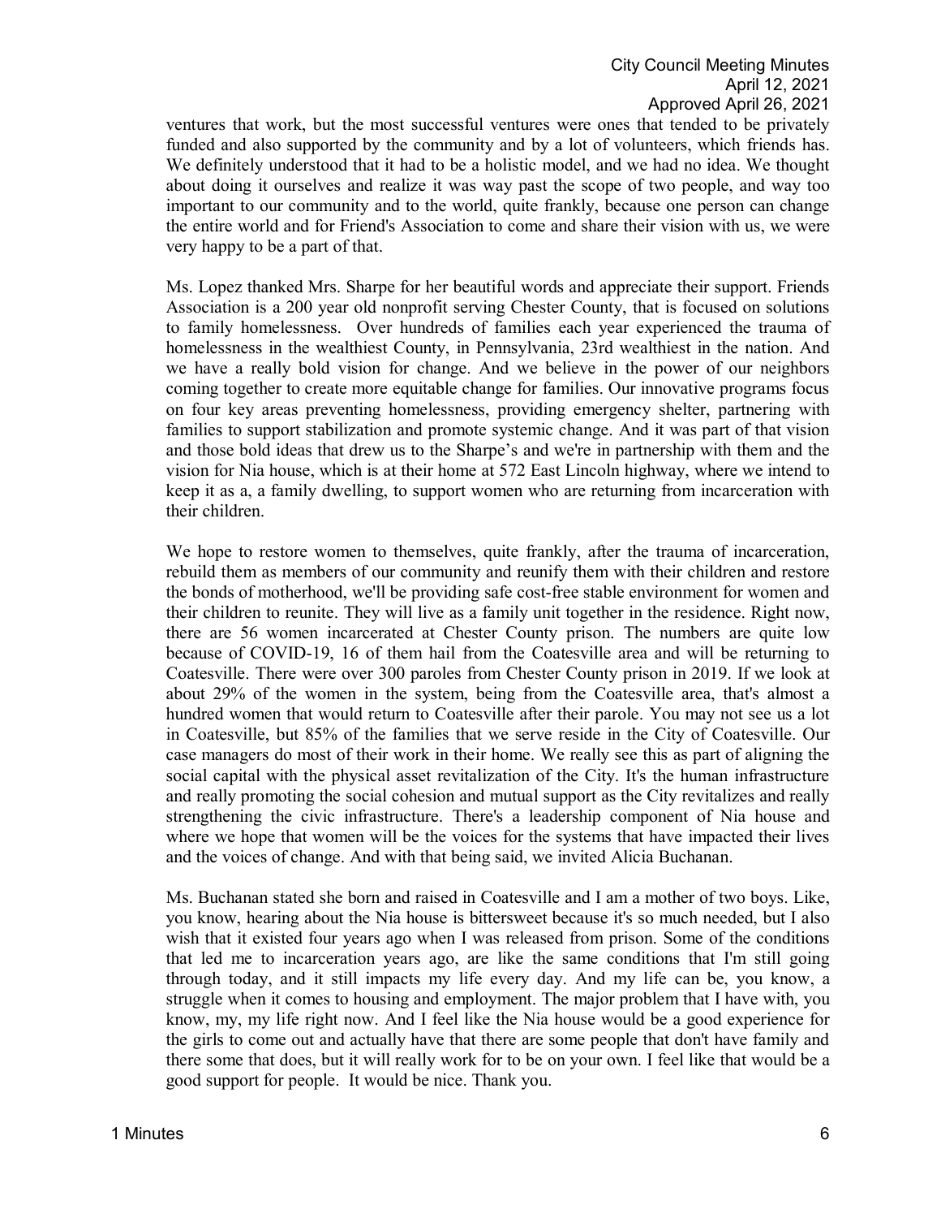ventures that work, but the most successful ventures were ones that tended to be privately funded and also supported by the community and by a lot of volunteers, which friends has. We definitely understood that it had to be a holistic model, and we had no idea. We thought about doing it ourselves and realize it was way past the scope of two people, and way too important to our community and to the world, quite frankly, because one person can change the entire world and for Friend's Association to come and share their vision with us, we were very happy to be a part of that.

Ms. Lopez thanked Mrs. Sharpe for her beautiful words and appreciate their support. Friends Association is a 200 year old nonprofit serving Chester County, that is focused on solutions to family homelessness. Over hundreds of families each year experienced the trauma of homelessness in the wealthiest County, in Pennsylvania, 23rd wealthiest in the nation. And we have a really bold vision for change. And we believe in the power of our neighbors coming together to create more equitable change for families. Our innovative programs focus on four key areas preventing homelessness, providing emergency shelter, partnering with families to support stabilization and promote systemic change. And it was part of that vision and those bold ideas that drew us to the Sharpe's and we're in partnership with them and the vision for Nia house, which is at their home at 572 East Lincoln highway, where we intend to keep it as a, a family dwelling, to support women who are returning from incarceration with their children.

We hope to restore women to themselves, quite frankly, after the trauma of incarceration, rebuild them as members of our community and reunify them with their children and restore the bonds of motherhood, we'll be providing safe cost-free stable environment for women and their children to reunite. They will live as a family unit together in the residence. Right now, there are 56 women incarcerated at Chester County prison. The numbers are quite low because of COVID-19, 16 of them hail from the Coatesville area and will be returning to Coatesville. There were over 300 paroles from Chester County prison in 2019. If we look at about 29% of the women in the system, being from the Coatesville area, that's almost a hundred women that would return to Coatesville after their parole. You may not see us a lot in Coatesville, but 85% of the families that we serve reside in the City of Coatesville. Our case managers do most of their work in their home. We really see this as part of aligning the social capital with the physical asset revitalization of the City. It's the human infrastructure and really promoting the social cohesion and mutual support as the City revitalizes and really strengthening the civic infrastructure. There's a leadership component of Nia house and where we hope that women will be the voices for the systems that have impacted their lives and the voices of change. And with that being said, we invited Alicia Buchanan.

Ms. Buchanan stated she born and raised in Coatesville and I am a mother of two boys. Like, you know, hearing about the Nia house is bittersweet because it's so much needed, but I also wish that it existed four years ago when I was released from prison. Some of the conditions that led me to incarceration years ago, are like the same conditions that I'm still going through today, and it still impacts my life every day. And my life can be, you know, a struggle when it comes to housing and employment. The major problem that I have with, you know, my, my life right now. And I feel like the Nia house would be a good experience for the girls to come out and actually have that there are some people that don't have family and there some that does, but it will really work for to be on your own. I feel like that would be a good support for people. It would be nice. Thank you.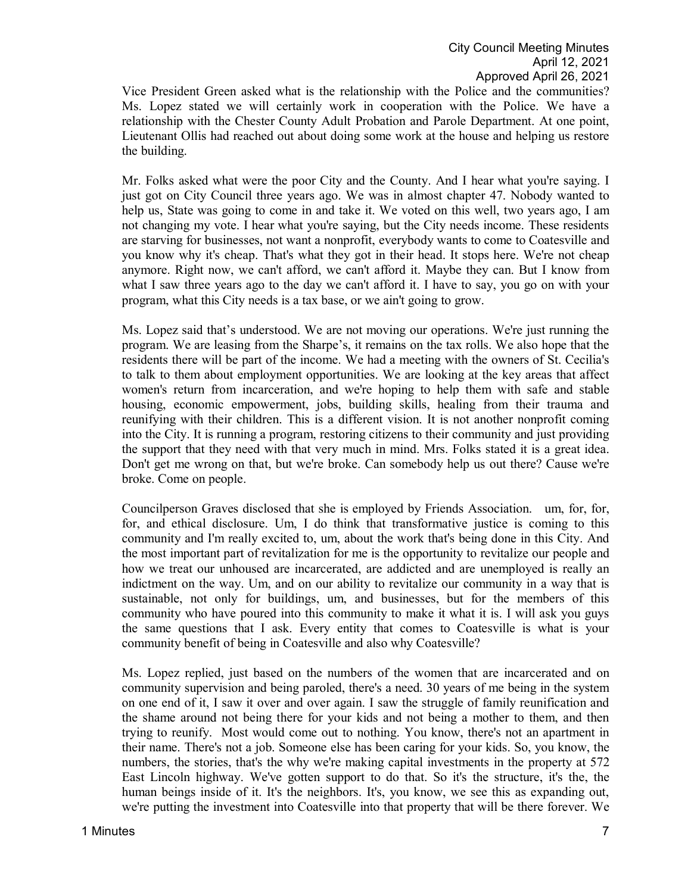Vice President Green asked what is the relationship with the Police and the communities? Ms. Lopez stated we will certainly work in cooperation with the Police. We have a relationship with the Chester County Adult Probation and Parole Department. At one point, Lieutenant Ollis had reached out about doing some work at the house and helping us restore the building.

Mr. Folks asked what were the poor City and the County. And I hear what you're saying. I just got on City Council three years ago. We was in almost chapter 47. Nobody wanted to help us, State was going to come in and take it. We voted on this well, two years ago, I am not changing my vote. I hear what you're saying, but the City needs income. These residents are starving for businesses, not want a nonprofit, everybody wants to come to Coatesville and you know why it's cheap. That's what they got in their head. It stops here. We're not cheap anymore. Right now, we can't afford, we can't afford it. Maybe they can. But I know from what I saw three years ago to the day we can't afford it. I have to say, you go on with your program, what this City needs is a tax base, or we ain't going to grow.

Ms. Lopez said that's understood. We are not moving our operations. We're just running the program. We are leasing from the Sharpe's, it remains on the tax rolls. We also hope that the residents there will be part of the income. We had a meeting with the owners of St. Cecilia's to talk to them about employment opportunities. We are looking at the key areas that affect women's return from incarceration, and we're hoping to help them with safe and stable housing, economic empowerment, jobs, building skills, healing from their trauma and reunifying with their children. This is a different vision. It is not another nonprofit coming into the City. It is running a program, restoring citizens to their community and just providing the support that they need with that very much in mind. Mrs. Folks stated it is a great idea. Don't get me wrong on that, but we're broke. Can somebody help us out there? Cause we're broke. Come on people.

Councilperson Graves disclosed that she is employed by Friends Association. um, for, for, for, and ethical disclosure. Um, I do think that transformative justice is coming to this community and I'm really excited to, um, about the work that's being done in this City. And the most important part of revitalization for me is the opportunity to revitalize our people and how we treat our unhoused are incarcerated, are addicted and are unemployed is really an indictment on the way. Um, and on our ability to revitalize our community in a way that is sustainable, not only for buildings, um, and businesses, but for the members of this community who have poured into this community to make it what it is. I will ask you guys the same questions that I ask. Every entity that comes to Coatesville is what is your community benefit of being in Coatesville and also why Coatesville?

Ms. Lopez replied, just based on the numbers of the women that are incarcerated and on community supervision and being paroled, there's a need. 30 years of me being in the system on one end of it, I saw it over and over again. I saw the struggle of family reunification and the shame around not being there for your kids and not being a mother to them, and then trying to reunify. Most would come out to nothing. You know, there's not an apartment in their name. There's not a job. Someone else has been caring for your kids. So, you know, the numbers, the stories, that's the why we're making capital investments in the property at 572 East Lincoln highway. We've gotten support to do that. So it's the structure, it's the, the human beings inside of it. It's the neighbors. It's, you know, we see this as expanding out, we're putting the investment into Coatesville into that property that will be there forever. We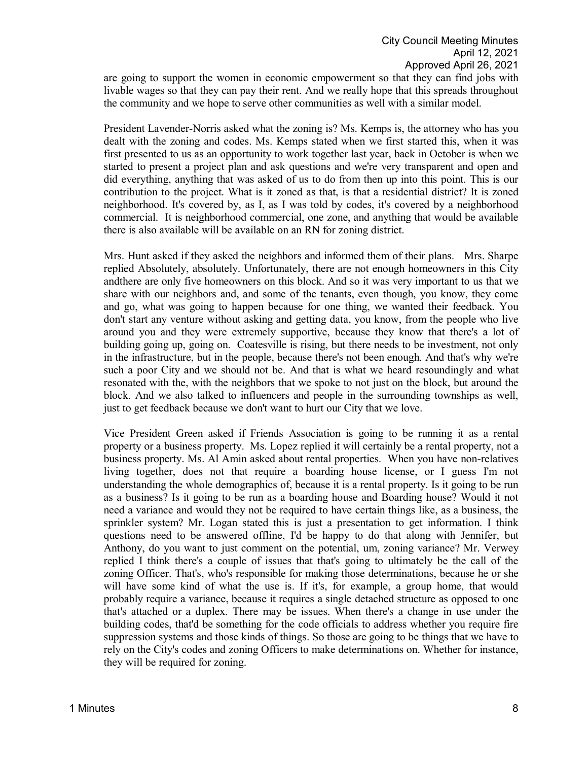are going to support the women in economic empowerment so that they can find jobs with livable wages so that they can pay their rent. And we really hope that this spreads throughout the community and we hope to serve other communities as well with a similar model.

President Lavender-Norris asked what the zoning is? Ms. Kemps is, the attorney who has you dealt with the zoning and codes. Ms. Kemps stated when we first started this, when it was first presented to us as an opportunity to work together last year, back in October is when we started to present a project plan and ask questions and we're very transparent and open and did everything, anything that was asked of us to do from then up into this point. This is our contribution to the project. What is it zoned as that, is that a residential district? It is zoned neighborhood. It's covered by, as I, as I was told by codes, it's covered by a neighborhood commercial. It is neighborhood commercial, one zone, and anything that would be available there is also available will be available on an RN for zoning district.

Mrs. Hunt asked if they asked the neighbors and informed them of their plans. Mrs. Sharpe replied Absolutely, absolutely. Unfortunately, there are not enough homeowners in this City andthere are only five homeowners on this block. And so it was very important to us that we share with our neighbors and, and some of the tenants, even though, you know, they come and go, what was going to happen because for one thing, we wanted their feedback. You don't start any venture without asking and getting data, you know, from the people who live around you and they were extremely supportive, because they know that there's a lot of building going up, going on. Coatesville is rising, but there needs to be investment, not only in the infrastructure, but in the people, because there's not been enough. And that's why we're such a poor City and we should not be. And that is what we heard resoundingly and what resonated with the, with the neighbors that we spoke to not just on the block, but around the block. And we also talked to influencers and people in the surrounding townships as well, just to get feedback because we don't want to hurt our City that we love.

Vice President Green asked if Friends Association is going to be running it as a rental property or a business property. Ms. Lopez replied it will certainly be a rental property, not a business property. Ms. Al Amin asked about rental properties. When you have non-relatives living together, does not that require a boarding house license, or I guess I'm not understanding the whole demographics of, because it is a rental property. Is it going to be run as a business? Is it going to be run as a boarding house and Boarding house? Would it not need a variance and would they not be required to have certain things like, as a business, the sprinkler system? Mr. Logan stated this is just a presentation to get information. I think questions need to be answered offline, I'd be happy to do that along with Jennifer, but Anthony, do you want to just comment on the potential, um, zoning variance? Mr. Verwey replied I think there's a couple of issues that that's going to ultimately be the call of the zoning Officer. That's, who's responsible for making those determinations, because he or she will have some kind of what the use is. If it's, for example, a group home, that would probably require a variance, because it requires a single detached structure as opposed to one that's attached or a duplex. There may be issues. When there's a change in use under the building codes, that'd be something for the code officials to address whether you require fire suppression systems and those kinds of things. So those are going to be things that we have to rely on the City's codes and zoning Officers to make determinations on. Whether for instance, they will be required for zoning.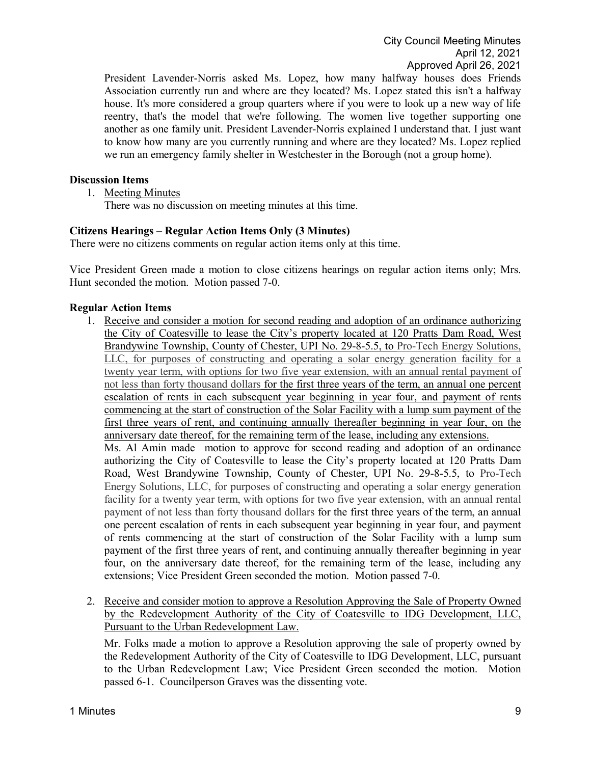President Lavender-Norris asked Ms. Lopez, how many halfway houses does Friends Association currently run and where are they located? Ms. Lopez stated this isn't a halfway house. It's more considered a group quarters where if you were to look up a new way of life reentry, that's the model that we're following. The women live together supporting one another as one family unit. President Lavender-Norris explained I understand that. I just want to know how many are you currently running and where are they located? Ms. Lopez replied we run an emergency family shelter in Westchester in the Borough (not a group home).

**Discussion Items**

1. Meeting Minutes
   There was no discussion on meeting minutes at this time.

**Citizens Hearings – Regular Action Items Only (3 Minutes)**

There were no citizens comments on regular action items only at this time.

Vice President Green made a motion to close citizens hearings on regular action items only; Mrs. Hunt seconded the motion. Motion passed 7-0.

**Regular Action Items**

1. Receive and consider a motion for second reading and adoption of an ordinance authorizing the City of Coatesville to lease the City's property located at 120 Pratts Dam Road, West Brandywine Township, County of Chester, UPI No. 29-8-5.5, to Pro-Tech Energy Solutions, LLC, for purposes of constructing and operating a solar energy generation facility for a twenty year term, with options for two five year extension, with an annual rental payment of not less than forty thousand dollars for the first three years of the term, an annual one percent escalation of rents in each subsequent year beginning in year four, and payment of rents commencing at the start of construction of the Solar Facility with a lump sum payment of the first three years of rent, and continuing annually thereafter beginning in year four, on the anniversary date thereof, for the remaining term of the lease, including any extensions.
   Ms. Al Amin made motion to approve for second reading and adoption of an ordinance authorizing the City of Coatesville to lease the City's property located at 120 Pratts Dam Road, West Brandywine Township, County of Chester, UPI No. 29-8-5.5, to Pro-Tech Energy Solutions, LLC, for purposes of constructing and operating a solar energy generation facility for a twenty year term, with options for two five year extension, with an annual rental payment of not less than forty thousand dollars for the first three years of the term, an annual one percent escalation of rents in each subsequent year beginning in year four, and payment of rents commencing at the start of construction of the Solar Facility with a lump sum payment of the first three years of rent, and continuing annually thereafter beginning in year four, on the anniversary date thereof, for the remaining term of the lease, including any extensions; Vice President Green seconded the motion. Motion passed 7-0.

2. Receive and consider motion to approve a Resolution Approving the Sale of Property Owned by the Redevelopment Authority of the City of Coatesville to IDG Development, LLC, Pursuant to the Urban Redevelopment Law.

   Mr. Folks made a motion to approve a Resolution approving the sale of property owned by the Redevelopment Authority of the City of Coatesville to IDG Development, LLC, pursuant to the Urban Redevelopment Law; Vice President Green seconded the motion. Motion passed 6-1. Councilperson Graves was the dissenting vote.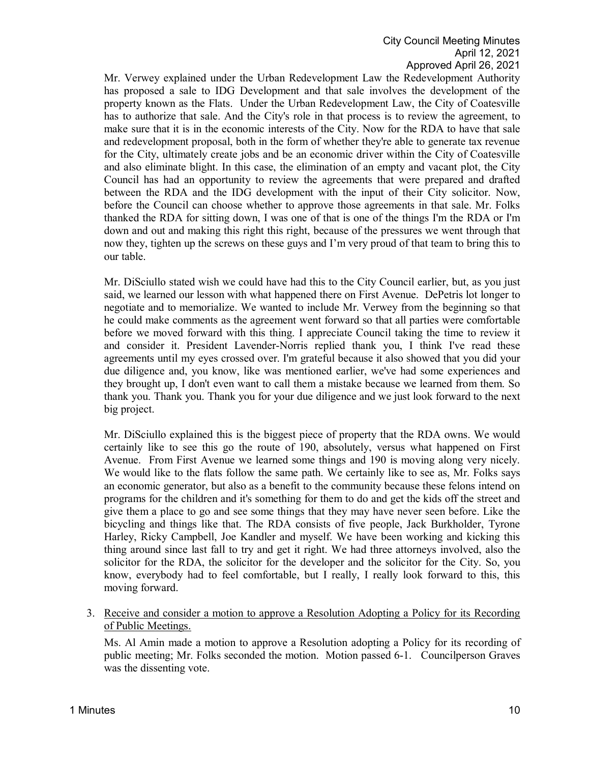Mr. Verwey explained under the Urban Redevelopment Law the Redevelopment Authority has proposed a sale to IDG Development and that sale involves the development of the property known as the Flats. Under the Urban Redevelopment Law, the City of Coatesville has to authorize that sale. And the City's role in that process is to review the agreement, to make sure that it is in the economic interests of the City. Now for the RDA to have that sale and redevelopment proposal, both in the form of whether they're able to generate tax revenue for the City, ultimately create jobs and be an economic driver within the City of Coatesville and also eliminate blight. In this case, the elimination of an empty and vacant plot, the City Council has had an opportunity to review the agreements that were prepared and drafted between the RDA and the IDG development with the input of their City solicitor. Now, before the Council can choose whether to approve those agreements in that sale. Mr. Folks thanked the RDA for sitting down, I was one of that is one of the things I'm the RDA or I'm down and out and making this right this right, because of the pressures we went through that now they, tighten up the screws on these guys and I'm very proud of that team to bring this to our table.

Mr. DiSciullo stated wish we could have had this to the City Council earlier, but, as you just said, we learned our lesson with what happened there on First Avenue. DePetris lot longer to negotiate and to memorialize. We wanted to include Mr. Verwey from the beginning so that he could make comments as the agreement went forward so that all parties were comfortable before we moved forward with this thing. I appreciate Council taking the time to review it and consider it. President Lavender-Norris replied thank you, I think I've read these agreements until my eyes crossed over. I'm grateful because it also showed that you did your due diligence and, you know, like was mentioned earlier, we've had some experiences and they brought up, I don't even want to call them a mistake because we learned from them. So thank you. Thank you. Thank you for your due diligence and we just look forward to the next big project.

Mr. DiSciullo explained this is the biggest piece of property that the RDA owns. We would certainly like to see this go the route of 190, absolutely, versus what happened on First Avenue. From First Avenue we learned some things and 190 is moving along very nicely. We would like to the flats follow the same path. We certainly like to see as, Mr. Folks says an economic generator, but also as a benefit to the community because these felons intend on programs for the children and it's something for them to do and get the kids off the street and give them a place to go and see some things that they may have never seen before. Like the bicycling and things like that. The RDA consists of five people, Jack Burkholder, Tyrone Harley, Ricky Campbell, Joe Kandler and myself. We have been working and kicking this thing around since last fall to try and get it right. We had three attorneys involved, also the solicitor for the RDA, the solicitor for the developer and the solicitor for the City. So, you know, everybody had to feel comfortable, but I really, I really look forward to this, this moving forward.

3. Receive and consider a motion to approve a Resolution Adopting a Policy for its Recording of Public Meetings.

   Ms. Al Amin made a motion to approve a Resolution adopting a Policy for its recording of public meeting; Mr. Folks seconded the motion. Motion passed 6-1. Councilperson Graves was the dissenting vote.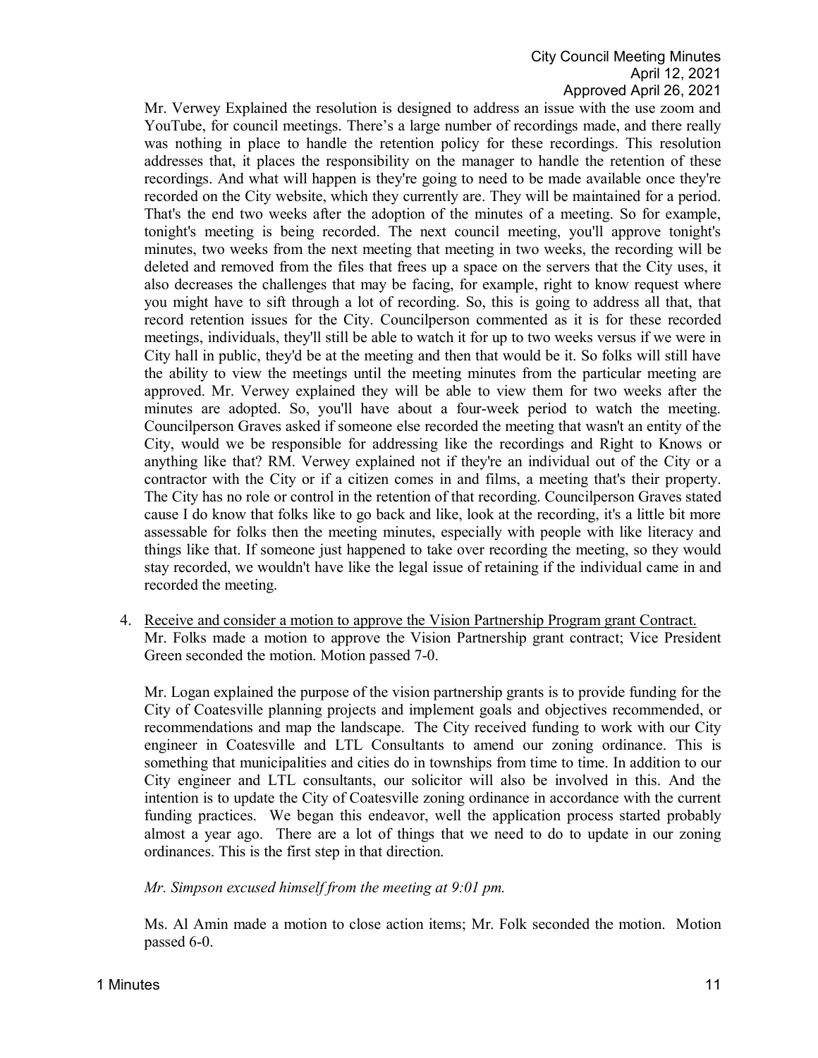Mr. Verwey Explained the resolution is designed to address an issue with the use zoom and YouTube, for council meetings. There's a large number of recordings made, and there really was nothing in place to handle the retention policy for these recordings. This resolution addresses that, it places the responsibility on the manager to handle the retention of these recordings. And what will happen is they're going to need to be made available once they're recorded on the City website, which they currently are. They will be maintained for a period. That's the end two weeks after the adoption of the minutes of a meeting. So for example, tonight's meeting is being recorded. The next council meeting, you'll approve tonight's minutes, two weeks from the next meeting that meeting in two weeks, the recording will be deleted and removed from the files that frees up a space on the servers that the City uses, it also decreases the challenges that may be facing, for example, right to know request where you might have to sift through a lot of recording. So, this is going to address all that, that record retention issues for the City. Councilperson commented as it is for these recorded meetings, individuals, they'll still be able to watch it for up to two weeks versus if we were in City hall in public, they'd be at the meeting and then that would be it. So folks will still have the ability to view the meetings until the meeting minutes from the particular meeting are approved. Mr. Verwey explained they will be able to view them for two weeks after the minutes are adopted. So, you'll have about a four-week period to watch the meeting. Councilperson Graves asked if someone else recorded the meeting that wasn't an entity of the City, would we be responsible for addressing like the recordings and Right to Knows or anything like that? RM. Verwey explained not if they're an individual out of the City or a contractor with the City or if a citizen comes in and films, a meeting that's their property. The City has no role or control in the retention of that recording. Councilperson Graves stated cause I do know that folks like to go back and like, look at the recording, it's a little bit more assessable for folks then the meeting minutes, especially with people with like literacy and things like that. If someone just happened to take over recording the meeting, so they would stay recorded, we wouldn't have like the legal issue of retaining if the individual came in and recorded the meeting.

4. Receive and consider a motion to approve the Vision Partnership Program grant Contract.
   Mr. Folks made a motion to approve the Vision Partnership grant contract; Vice President Green seconded the motion. Motion passed 7-0.

   Mr. Logan explained the purpose of the vision partnership grants is to provide funding for the City of Coatesville planning projects and implement goals and objectives recommended, or recommendations and map the landscape. The City received funding to work with our City engineer in Coatesville and LTL Consultants to amend our zoning ordinance. This is something that municipalities and cities do in townships from time to time. In addition to our City engineer and LTL consultants, our solicitor will also be involved in this. And the intention is to update the City of Coatesville zoning ordinance in accordance with the current funding practices. We began this endeavor, well the application process started probably almost a year ago. There are a lot of things that we need to do to update in our zoning ordinances. This is the first step in that direction.

   *Mr. Simpson excused himself from the meeting at 9:01 pm.*

   Ms. Al Amin made a motion to close action items; Mr. Folk seconded the motion. Motion passed 6-0.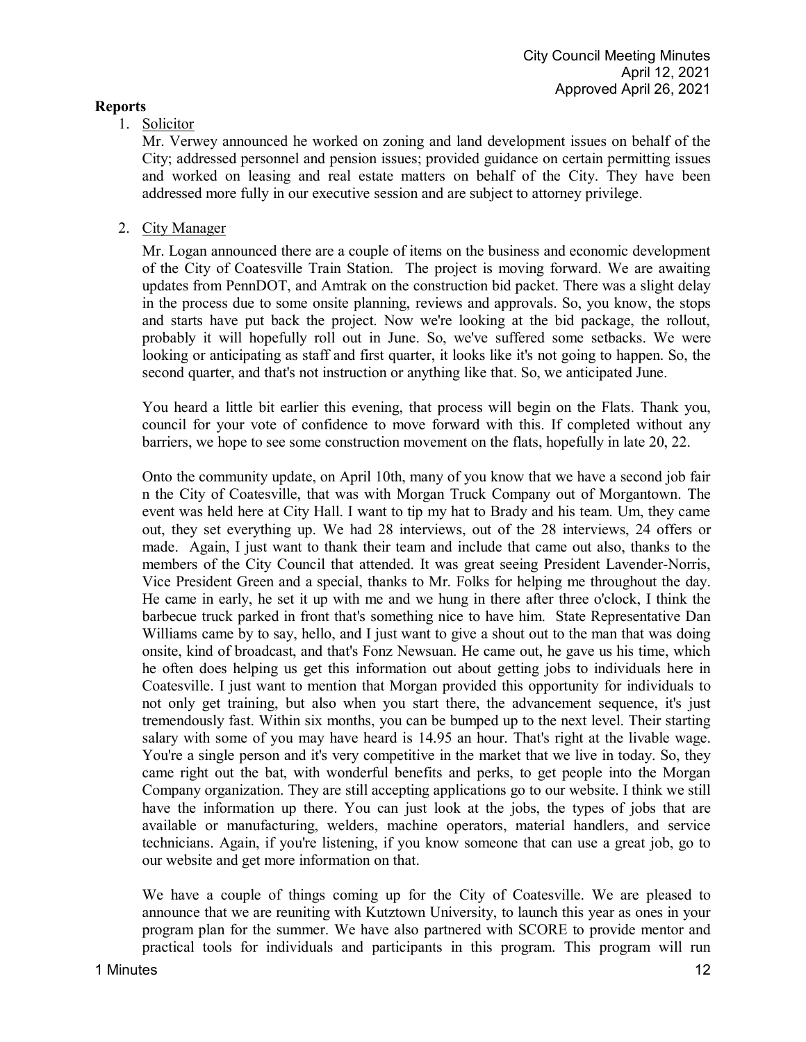### Reports

1. Solicitor

   Mr. Verwey announced he worked on zoning and land development issues on behalf of the City; addressed personnel and pension issues; provided guidance on certain permitting issues and worked on leasing and real estate matters on behalf of the City. They have been addressed more fully in our executive session and are subject to attorney privilege.

2. City Manager

   Mr. Logan announced there are a couple of items on the business and economic development of the City of Coatesville Train Station. The project is moving forward. We are awaiting updates from PennDOT, and Amtrak on the construction bid packet. There was a slight delay in the process due to some onsite planning, reviews and approvals. So, you know, the stops and starts have put back the project. Now we're looking at the bid package, the rollout, probably it will hopefully roll out in June. So, we've suffered some setbacks. We were looking or anticipating as staff and first quarter, it looks like it's not going to happen. So, the second quarter, and that's not instruction or anything like that. So, we anticipated June.

   You heard a little bit earlier this evening, that process will begin on the Flats. Thank you, council for your vote of confidence to move forward with this. If completed without any barriers, we hope to see some construction movement on the flats, hopefully in late 20, 22.

   Onto the community update, on April 10th, many of you know that we have a second job fair n the City of Coatesville, that was with Morgan Truck Company out of Morgantown. The event was held here at City Hall. I want to tip my hat to Brady and his team. Um, they came out, they set everything up. We had 28 interviews, out of the 28 interviews, 24 offers or made. Again, I just want to thank their team and include that came out also, thanks to the members of the City Council that attended. It was great seeing President Lavender-Norris, Vice President Green and a special, thanks to Mr. Folks for helping me throughout the day. He came in early, he set it up with me and we hung in there after three o'clock, I think the barbecue truck parked in front that's something nice to have him. State Representative Dan Williams came by to say, hello, and I just want to give a shout out to the man that was doing onsite, kind of broadcast, and that's Fonz Newsuan. He came out, he gave us his time, which he often does helping us get this information out about getting jobs to individuals here in Coatesville. I just want to mention that Morgan provided this opportunity for individuals to not only get training, but also when you start there, the advancement sequence, it's just tremendously fast. Within six months, you can be bumped up to the next level. Their starting salary with some of you may have heard is 14.95 an hour. That's right at the livable wage. You're a single person and it's very competitive in the market that we live in today. So, they came right out the bat, with wonderful benefits and perks, to get people into the Morgan Company organization. They are still accepting applications go to our website. I think we still have the information up there. You can just look at the jobs, the types of jobs that are available or manufacturing, welders, machine operators, material handlers, and service technicians. Again, if you're listening, if you know someone that can use a great job, go to our website and get more information on that.

   We have a couple of things coming up for the City of Coatesville. We are pleased to announce that we are reuniting with Kutztown University, to launch this year as ones in your program plan for the summer. We have also partnered with SCORE to provide mentor and practical tools for individuals and participants in this program. This program will run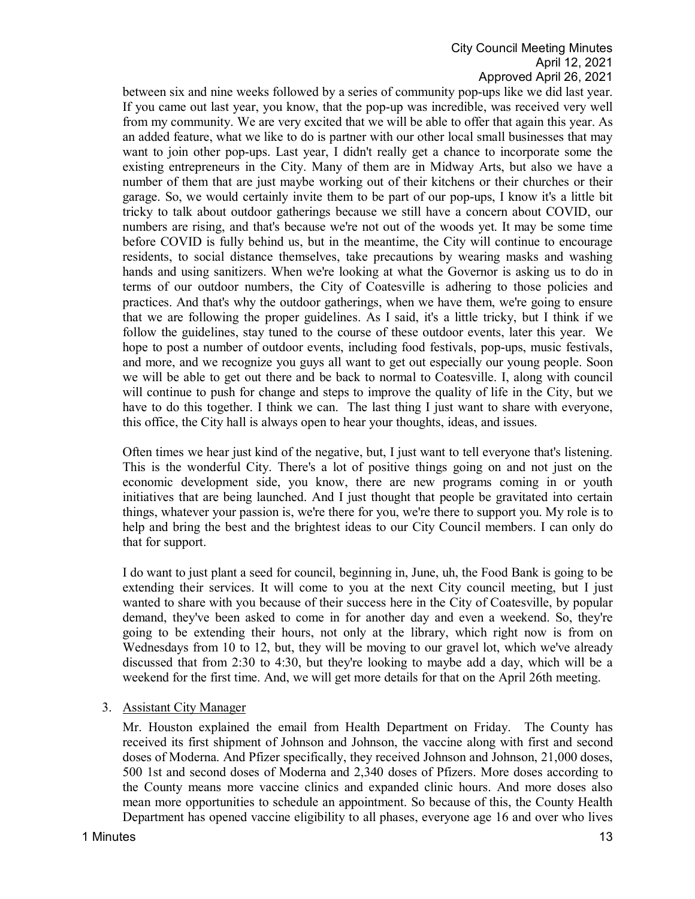between six and nine weeks followed by a series of community pop-ups like we did last year. If you came out last year, you know, that the pop-up was incredible, was received very well from my community. We are very excited that we will be able to offer that again this year. As an added feature, what we like to do is partner with our other local small businesses that may want to join other pop-ups. Last year, I didn't really get a chance to incorporate some the existing entrepreneurs in the City. Many of them are in Midway Arts, but also we have a number of them that are just maybe working out of their kitchens or their churches or their garage. So, we would certainly invite them to be part of our pop-ups, I know it's a little bit tricky to talk about outdoor gatherings because we still have a concern about COVID, our numbers are rising, and that's because we're not out of the woods yet. It may be some time before COVID is fully behind us, but in the meantime, the City will continue to encourage residents, to social distance themselves, take precautions by wearing masks and washing hands and using sanitizers. When we're looking at what the Governor is asking us to do in terms of our outdoor numbers, the City of Coatesville is adhering to those policies and practices. And that's why the outdoor gatherings, when we have them, we're going to ensure that we are following the proper guidelines. As I said, it's a little tricky, but I think if we follow the guidelines, stay tuned to the course of these outdoor events, later this year. We hope to post a number of outdoor events, including food festivals, pop-ups, music festivals, and more, and we recognize you guys all want to get out especially our young people. Soon we will be able to get out there and be back to normal to Coatesville. I, along with council will continue to push for change and steps to improve the quality of life in the City, but we have to do this together. I think we can. The last thing I just want to share with everyone, this office, the City hall is always open to hear your thoughts, ideas, and issues.

Often times we hear just kind of the negative, but, I just want to tell everyone that's listening. This is the wonderful City. There's a lot of positive things going on and not just on the economic development side, you know, there are new programs coming in or youth initiatives that are being launched. And I just thought that people be gravitated into certain things, whatever your passion is, we're there for you, we're there to support you. My role is to help and bring the best and the brightest ideas to our City Council members. I can only do that for support.

I do want to just plant a seed for council, beginning in, June, uh, the Food Bank is going to be extending their services. It will come to you at the next City council meeting, but I just wanted to share with you because of their success here in the City of Coatesville, by popular demand, they've been asked to come in for another day and even a weekend. So, they're going to be extending their hours, not only at the library, which right now is from on Wednesdays from 10 to 12, but, they will be moving to our gravel lot, which we've already discussed that from 2:30 to 4:30, but they're looking to maybe add a day, which will be a weekend for the first time. And, we will get more details for that on the April 26th meeting.

3. Assistant City Manager

   Mr. Houston explained the email from Health Department on Friday. The County has received its first shipment of Johnson and Johnson, the vaccine along with first and second doses of Moderna. And Pfizer specifically, they received Johnson and Johnson, 21,000 doses, 500 1st and second doses of Moderna and 2,340 doses of Pfizers. More doses according to the County means more vaccine clinics and expanded clinic hours. And more doses also mean more opportunities to schedule an appointment. So because of this, the County Health Department has opened vaccine eligibility to all phases, everyone age 16 and over who lives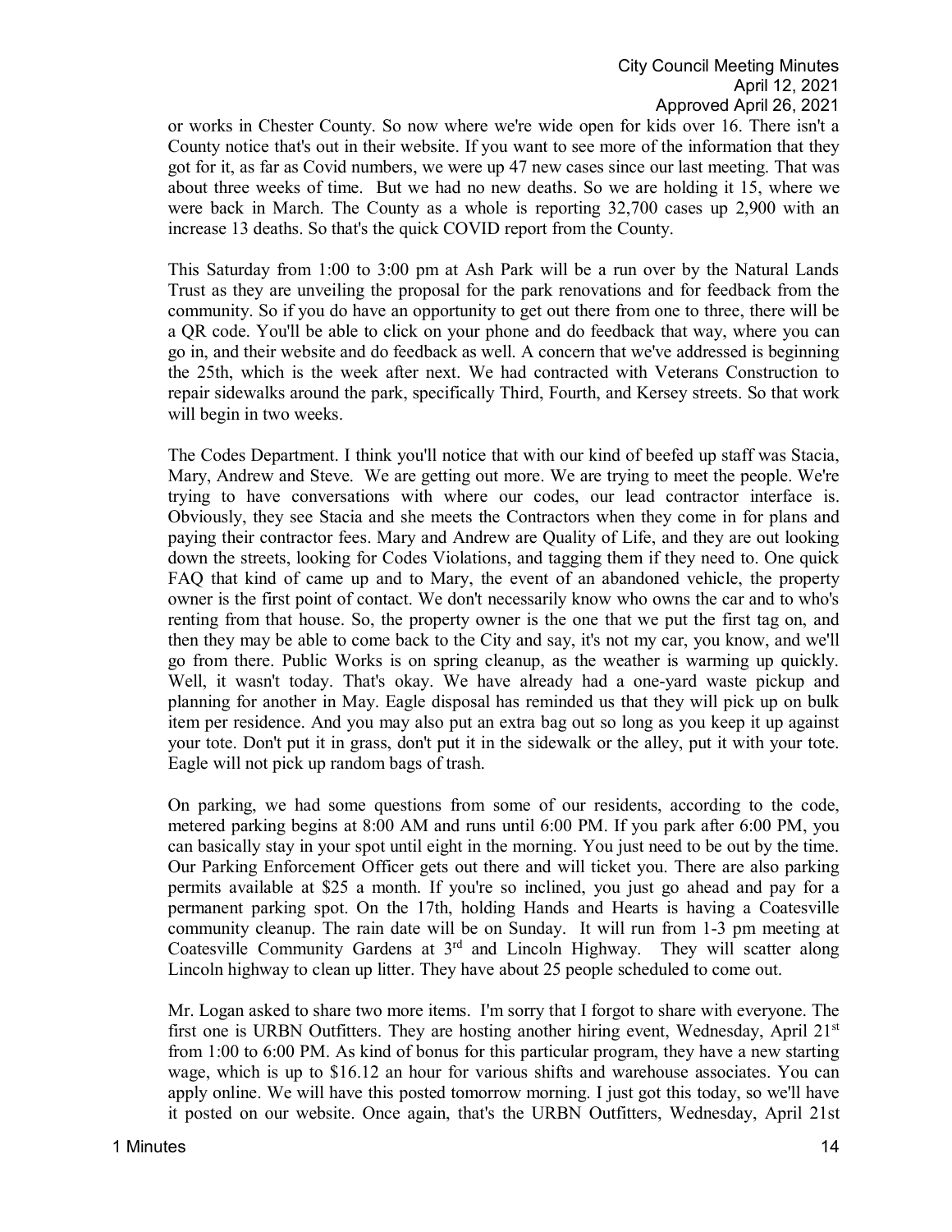or works in Chester County. So now where we're wide open for kids over 16. There isn't a County notice that's out in their website. If you want to see more of the information that they got for it, as far as Covid numbers, we were up 47 new cases since our last meeting. That was about three weeks of time. But we had no new deaths. So we are holding it 15, where we were back in March. The County as a whole is reporting 32,700 cases up 2,900 with an increase 13 deaths. So that's the quick COVID report from the County.

This Saturday from 1:00 to 3:00 pm at Ash Park will be a run over by the Natural Lands Trust as they are unveiling the proposal for the park renovations and for feedback from the community. So if you do have an opportunity to get out there from one to three, there will be a QR code. You'll be able to click on your phone and do feedback that way, where you can go in, and their website and do feedback as well. A concern that we've addressed is beginning the 25th, which is the week after next. We had contracted with Veterans Construction to repair sidewalks around the park, specifically Third, Fourth, and Kersey streets. So that work will begin in two weeks.

The Codes Department. I think you'll notice that with our kind of beefed up staff was Stacia, Mary, Andrew and Steve. We are getting out more. We are trying to meet the people. We're trying to have conversations with where our codes, our lead contractor interface is. Obviously, they see Stacia and she meets the Contractors when they come in for plans and paying their contractor fees. Mary and Andrew are Quality of Life, and they are out looking down the streets, looking for Codes Violations, and tagging them if they need to. One quick FAQ that kind of came up and to Mary, the event of an abandoned vehicle, the property owner is the first point of contact. We don't necessarily know who owns the car and to who's renting from that house. So, the property owner is the one that we put the first tag on, and then they may be able to come back to the City and say, it's not my car, you know, and we'll go from there. Public Works is on spring cleanup, as the weather is warming up quickly. Well, it wasn't today. That's okay. We have already had a one-yard waste pickup and planning for another in May. Eagle disposal has reminded us that they will pick up on bulk item per residence. And you may also put an extra bag out so long as you keep it up against your tote. Don't put it in grass, don't put it in the sidewalk or the alley, put it with your tote. Eagle will not pick up random bags of trash.

On parking, we had some questions from some of our residents, according to the code, metered parking begins at 8:00 AM and runs until 6:00 PM. If you park after 6:00 PM, you can basically stay in your spot until eight in the morning. You just need to be out by the time. Our Parking Enforcement Officer gets out there and will ticket you. There are also parking permits available at $25 a month. If you're so inclined, you just go ahead and pay for a permanent parking spot. On the 17th, holding Hands and Hearts is having a Coatesville community cleanup. The rain date will be on Sunday. It will run from 1-3 pm meeting at Coatesville Community Gardens at 3rd and Lincoln Highway. They will scatter along Lincoln highway to clean up litter. They have about 25 people scheduled to come out.

Mr. Logan asked to share two more items. I'm sorry that I forgot to share with everyone. The first one is URBN Outfitters. They are hosting another hiring event, Wednesday, April 21st from 1:00 to 6:00 PM. As kind of bonus for this particular program, they have a new starting wage, which is up to $16.12 an hour for various shifts and warehouse associates. You can apply online. We will have this posted tomorrow morning. I just got this today, so we'll have it posted on our website. Once again, that's the URBN Outfitters, Wednesday, April 21st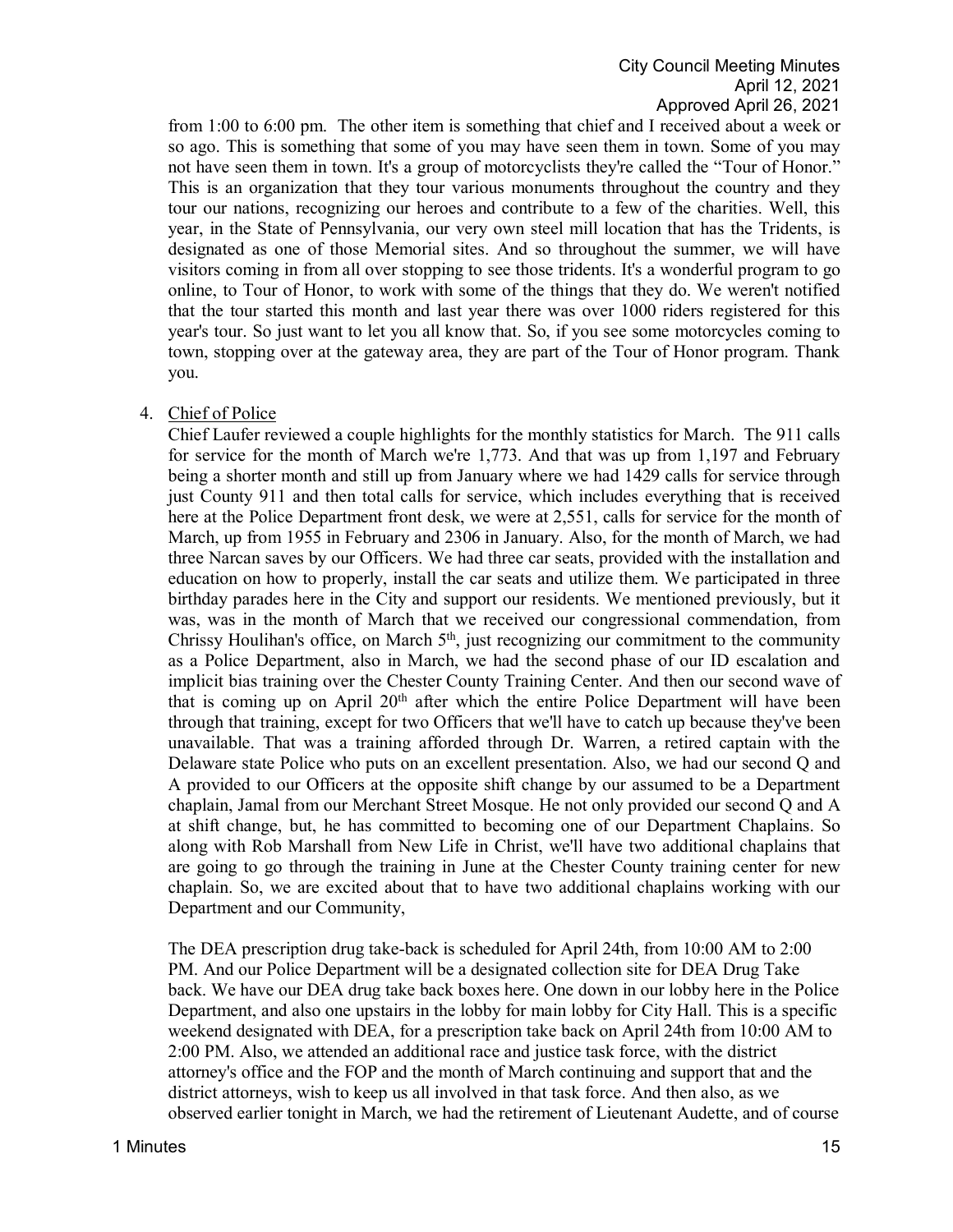from 1:00 to 6:00 pm. The other item is something that chief and I received about a week or so ago. This is something that some of you may have seen them in town. Some of you may not have seen them in town. It's a group of motorcyclists they're called the "Tour of Honor." This is an organization that they tour various monuments throughout the country and they tour our nations, recognizing our heroes and contribute to a few of the charities. Well, this year, in the State of Pennsylvania, our very own steel mill location that has the Tridents, is designated as one of those Memorial sites. And so throughout the summer, we will have visitors coming in from all over stopping to see those tridents. It's a wonderful program to go online, to Tour of Honor, to work with some of the things that they do. We weren't notified that the tour started this month and last year there was over 1000 riders registered for this year's tour. So just want to let you all know that. So, if you see some motorcycles coming to town, stopping over at the gateway area, they are part of the Tour of Honor program. Thank you.

4. Chief of Police

Chief Laufer reviewed a couple highlights for the monthly statistics for March. The 911 calls for service for the month of March we're 1,773. And that was up from 1,197 and February being a shorter month and still up from January where we had 1429 calls for service through just County 911 and then total calls for service, which includes everything that is received here at the Police Department front desk, we were at 2,551, calls for service for the month of March, up from 1955 in February and 2306 in January. Also, for the month of March, we had three Narcan saves by our Officers. We had three car seats, provided with the installation and education on how to properly, install the car seats and utilize them. We participated in three birthday parades here in the City and support our residents. We mentioned previously, but it was, was in the month of March that we received our congressional commendation, from Chrissy Houlihan's office, on March 5th, just recognizing our commitment to the community as a Police Department, also in March, we had the second phase of our ID escalation and implicit bias training over the Chester County Training Center. And then our second wave of that is coming up on April 20th after which the entire Police Department will have been through that training, except for two Officers that we'll have to catch up because they've been unavailable. That was a training afforded through Dr. Warren, a retired captain with the Delaware state Police who puts on an excellent presentation. Also, we had our second Q and A provided to our Officers at the opposite shift change by our assumed to be a Department chaplain, Jamal from our Merchant Street Mosque. He not only provided our second Q and A at shift change, but, he has committed to becoming one of our Department Chaplains. So along with Rob Marshall from New Life in Christ, we'll have two additional chaplains that are going to go through the training in June at the Chester County training center for new chaplain. So, we are excited about that to have two additional chaplains working with our Department and our Community,

The DEA prescription drug take-back is scheduled for April 24th, from 10:00 AM to 2:00 PM. And our Police Department will be a designated collection site for DEA Drug Take back. We have our DEA drug take back boxes here. One down in our lobby here in the Police Department, and also one upstairs in the lobby for main lobby for City Hall. This is a specific weekend designated with DEA, for a prescription take back on April 24th from 10:00 AM to 2:00 PM. Also, we attended an additional race and justice task force, with the district attorney's office and the FOP and the month of March continuing and support that and the district attorneys, wish to keep us all involved in that task force. And then also, as we observed earlier tonight in March, we had the retirement of Lieutenant Audette, and of course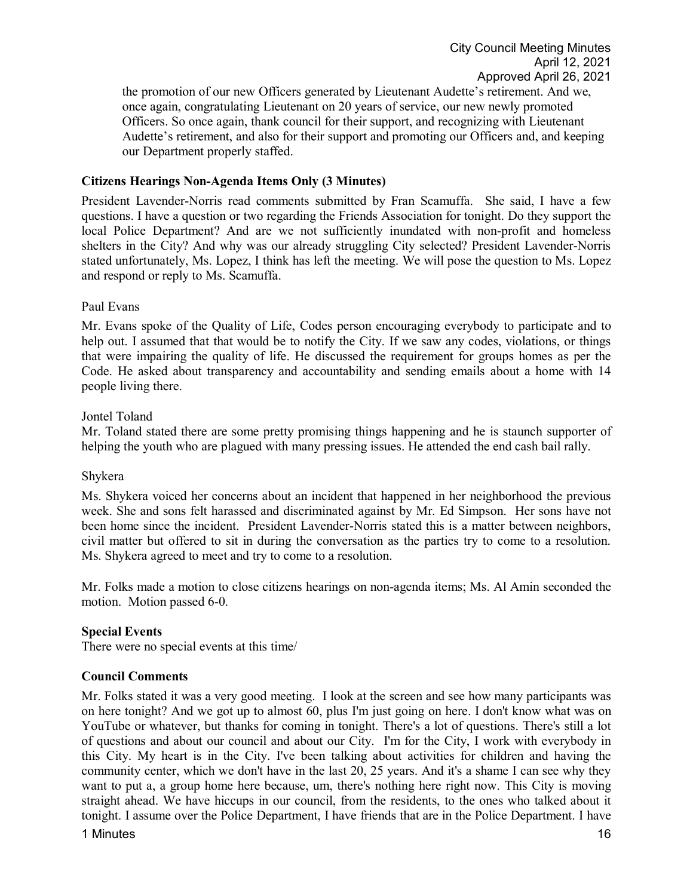the promotion of our new Officers generated by Lieutenant Audette's retirement. And we, once again, congratulating Lieutenant on 20 years of service, our new newly promoted Officers. So once again, thank council for their support, and recognizing with Lieutenant Audette's retirement, and also for their support and promoting our Officers and, and keeping our Department properly staffed.

**Citizens Hearings Non-Agenda Items Only (3 Minutes)**

President Lavender-Norris read comments submitted by Fran Scamuffa. She said, I have a few questions. I have a question or two regarding the Friends Association for tonight. Do they support the local Police Department? And are we not sufficiently inundated with non-profit and homeless shelters in the City? And why was our already struggling City selected? President Lavender-Norris stated unfortunately, Ms. Lopez, I think has left the meeting. We will pose the question to Ms. Lopez and respond or reply to Ms. Scamuffa.

Paul Evans

Mr. Evans spoke of the Quality of Life, Codes person encouraging everybody to participate and to help out. I assumed that that would be to notify the City. If we saw any codes, violations, or things that were impairing the quality of life. He discussed the requirement for groups homes as per the Code. He asked about transparency and accountability and sending emails about a home with 14 people living there.

Jontel Toland

Mr. Toland stated there are some pretty promising things happening and he is staunch supporter of helping the youth who are plagued with many pressing issues. He attended the end cash bail rally.

Shykera

Ms. Shykera voiced her concerns about an incident that happened in her neighborhood the previous week. She and sons felt harassed and discriminated against by Mr. Ed Simpson. Her sons have not been home since the incident. President Lavender-Norris stated this is a matter between neighbors, civil matter but offered to sit in during the conversation as the parties try to come to a resolution. Ms. Shykera agreed to meet and try to come to a resolution.

Mr. Folks made a motion to close citizens hearings on non-agenda items; Ms. Al Amin seconded the motion. Motion passed 6-0.

**Special Events**

There were no special events at this time/

**Council Comments**

Mr. Folks stated it was a very good meeting. I look at the screen and see how many participants was on here tonight? And we got up to almost 60, plus I'm just going on here. I don't know what was on YouTube or whatever, but thanks for coming in tonight. There's a lot of questions. There's still a lot of questions and about our council and about our City. I'm for the City, I work with everybody in this City. My heart is in the City. I've been talking about activities for children and having the community center, which we don't have in the last 20, 25 years. And it's a shame I can see why they want to put a, a group home here because, um, there's nothing here right now. This City is moving straight ahead. We have hiccups in our council, from the residents, to the ones who talked about it tonight. I assume over the Police Department, I have friends that are in the Police Department. I have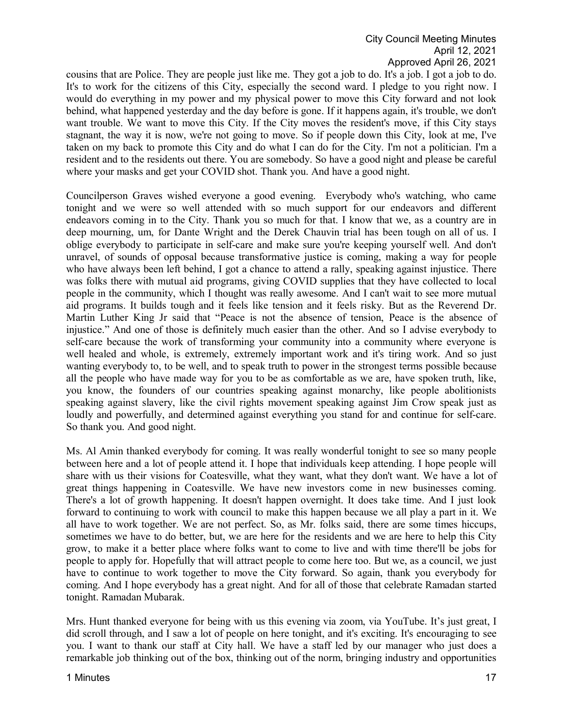cousins that are Police. They are people just like me. They got a job to do. It's a job. I got a job to do. It's to work for the citizens of this City, especially the second ward. I pledge to you right now. I would do everything in my power and my physical power to move this City forward and not look behind, what happened yesterday and the day before is gone. If it happens again, it's trouble, we don't want trouble. We want to move this City. If the City moves the resident's move, if this City stays stagnant, the way it is now, we're not going to move. So if people down this City, look at me, I've taken on my back to promote this City and do what I can do for the City. I'm not a politician. I'm a resident and to the residents out there. You are somebody. So have a good night and please be careful where your masks and get your COVID shot. Thank you. And have a good night.

Councilperson Graves wished everyone a good evening. Everybody who's watching, who came tonight and we were so well attended with so much support for our endeavors and different endeavors coming in to the City. Thank you so much for that. I know that we, as a country are in deep mourning, um, for Dante Wright and the Derek Chauvin trial has been tough on all of us. I oblige everybody to participate in self-care and make sure you're keeping yourself well. And don't unravel, of sounds of opposal because transformative justice is coming, making a way for people who have always been left behind, I got a chance to attend a rally, speaking against injustice. There was folks there with mutual aid programs, giving COVID supplies that they have collected to local people in the community, which I thought was really awesome. And I can't wait to see more mutual aid programs. It builds tough and it feels like tension and it feels risky. But as the Reverend Dr. Martin Luther King Jr said that "Peace is not the absence of tension, Peace is the absence of injustice." And one of those is definitely much easier than the other. And so I advise everybody to self-care because the work of transforming your community into a community where everyone is well healed and whole, is extremely, extremely important work and it's tiring work. And so just wanting everybody to, to be well, and to speak truth to power in the strongest terms possible because all the people who have made way for you to be as comfortable as we are, have spoken truth, like, you know, the founders of our countries speaking against monarchy, like people abolitionists speaking against slavery, like the civil rights movement speaking against Jim Crow speak just as loudly and powerfully, and determined against everything you stand for and continue for self-care. So thank you. And good night.

Ms. Al Amin thanked everybody for coming. It was really wonderful tonight to see so many people between here and a lot of people attend it. I hope that individuals keep attending. I hope people will share with us their visions for Coatesville, what they want, what they don't want. We have a lot of great things happening in Coatesville. We have new investors come in new businesses coming. There's a lot of growth happening. It doesn't happen overnight. It does take time. And I just look forward to continuing to work with council to make this happen because we all play a part in it. We all have to work together. We are not perfect. So, as Mr. folks said, there are some times hiccups, sometimes we have to do better, but, we are here for the residents and we are here to help this City grow, to make it a better place where folks want to come to live and with time there'll be jobs for people to apply for. Hopefully that will attract people to come here too. But we, as a council, we just have to continue to work together to move the City forward. So again, thank you everybody for coming. And I hope everybody has a great night. And for all of those that celebrate Ramadan started tonight. Ramadan Mubarak.

Mrs. Hunt thanked everyone for being with us this evening via zoom, via YouTube. It's just great, I did scroll through, and I saw a lot of people on here tonight, and it's exciting. It's encouraging to see you. I want to thank our staff at City hall. We have a staff led by our manager who just does a remarkable job thinking out of the box, thinking out of the norm, bringing industry and opportunities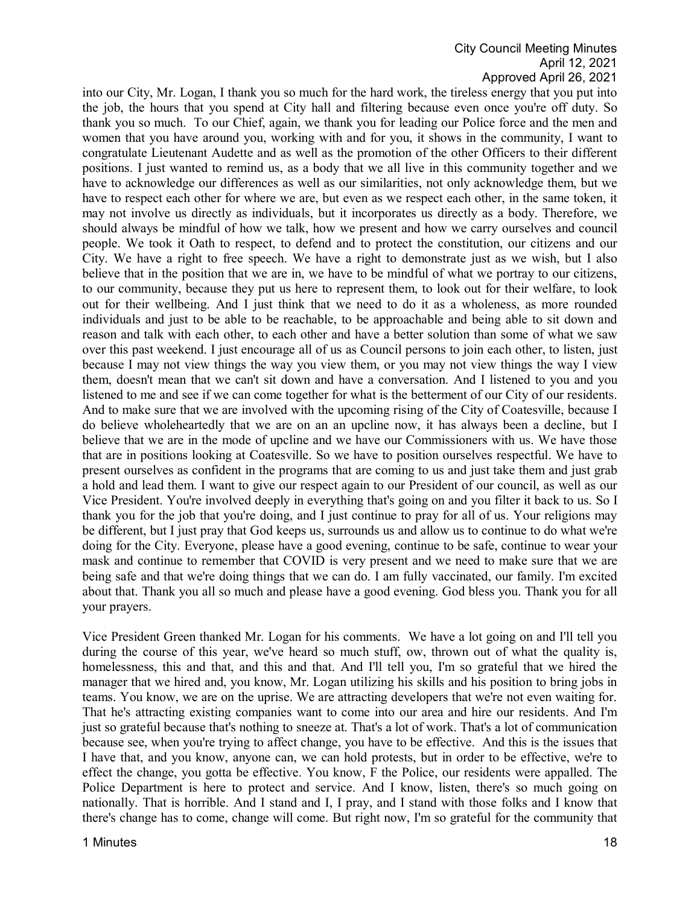into our City, Mr. Logan, I thank you so much for the hard work, the tireless energy that you put into the job, the hours that you spend at City hall and filtering because even once you're off duty. So thank you so much. To our Chief, again, we thank you for leading our Police force and the men and women that you have around you, working with and for you, it shows in the community, I want to congratulate Lieutenant Audette and as well as the promotion of the other Officers to their different positions. I just wanted to remind us, as a body that we all live in this community together and we have to acknowledge our differences as well as our similarities, not only acknowledge them, but we have to respect each other for where we are, but even as we respect each other, in the same token, it may not involve us directly as individuals, but it incorporates us directly as a body. Therefore, we should always be mindful of how we talk, how we present and how we carry ourselves and council people. We took it Oath to respect, to defend and to protect the constitution, our citizens and our City. We have a right to free speech. We have a right to demonstrate just as we wish, but I also believe that in the position that we are in, we have to be mindful of what we portray to our citizens, to our community, because they put us here to represent them, to look out for their welfare, to look out for their wellbeing. And I just think that we need to do it as a wholeness, as more rounded individuals and just to be able to be reachable, to be approachable and being able to sit down and reason and talk with each other, to each other and have a better solution than some of what we saw over this past weekend. I just encourage all of us as Council persons to join each other, to listen, just because I may not view things the way you view them, or you may not view things the way I view them, doesn't mean that we can't sit down and have a conversation. And I listened to you and you listened to me and see if we can come together for what is the betterment of our City of our residents. And to make sure that we are involved with the upcoming rising of the City of Coatesville, because I do believe wholeheartedly that we are on an an upcline now, it has always been a decline, but I believe that we are in the mode of upcline and we have our Commissioners with us. We have those that are in positions looking at Coatesville. So we have to position ourselves respectful. We have to present ourselves as confident in the programs that are coming to us and just take them and just grab a hold and lead them. I want to give our respect again to our President of our council, as well as our Vice President. You're involved deeply in everything that's going on and you filter it back to us. So I thank you for the job that you're doing, and I just continue to pray for all of us. Your religions may be different, but I just pray that God keeps us, surrounds us and allow us to continue to do what we're doing for the City. Everyone, please have a good evening, continue to be safe, continue to wear your mask and continue to remember that COVID is very present and we need to make sure that we are being safe and that we're doing things that we can do. I am fully vaccinated, our family. I'm excited about that. Thank you all so much and please have a good evening. God bless you. Thank you for all your prayers.

Vice President Green thanked Mr. Logan for his comments. We have a lot going on and I'll tell you during the course of this year, we've heard so much stuff, ow, thrown out of what the quality is, homelessness, this and that, and this and that. And I'll tell you, I'm so grateful that we hired the manager that we hired and, you know, Mr. Logan utilizing his skills and his position to bring jobs in teams. You know, we are on the uprise. We are attracting developers that we're not even waiting for. That he's attracting existing companies want to come into our area and hire our residents. And I'm just so grateful because that's nothing to sneeze at. That's a lot of work. That's a lot of communication because see, when you're trying to affect change, you have to be effective. And this is the issues that I have that, and you know, anyone can, we can hold protests, but in order to be effective, we're to effect the change, you gotta be effective. You know, F the Police, our residents were appalled. The Police Department is here to protect and service. And I know, listen, there's so much going on nationally. That is horrible. And I stand and I, I pray, and I stand with those folks and I know that there's change has to come, change will come. But right now, I'm so grateful for the community that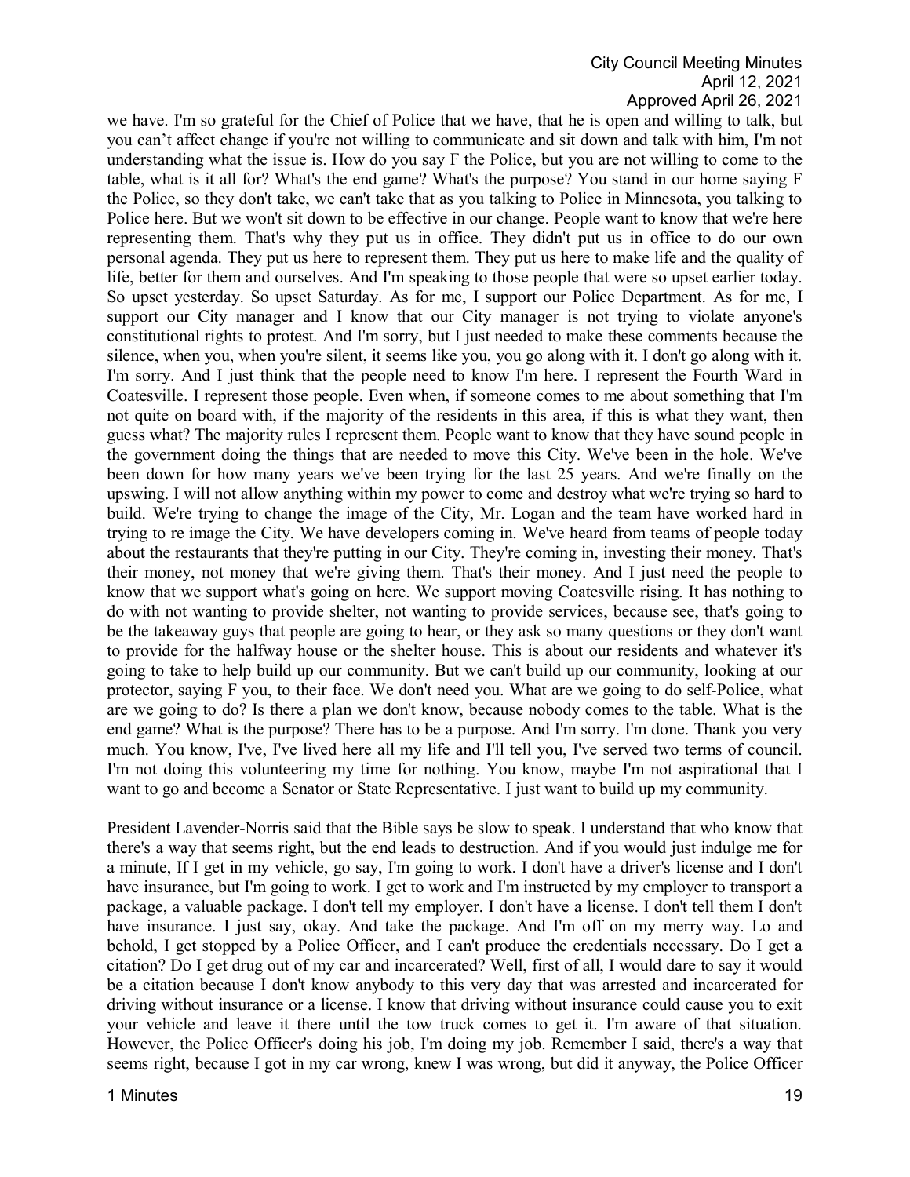we have. I'm so grateful for the Chief of Police that we have, that he is open and willing to talk, but you can't affect change if you're not willing to communicate and sit down and talk with him, I'm not understanding what the issue is. How do you say F the Police, but you are not willing to come to the table, what is it all for? What's the end game? What's the purpose? You stand in our home saying F the Police, so they don't take, we can't take that as you talking to Police in Minnesota, you talking to Police here. But we won't sit down to be effective in our change. People want to know that we're here representing them. That's why they put us in office. They didn't put us in office to do our own personal agenda. They put us here to represent them. They put us here to make life and the quality of life, better for them and ourselves. And I'm speaking to those people that were so upset earlier today. So upset yesterday. So upset Saturday. As for me, I support our Police Department. As for me, I support our City manager and I know that our City manager is not trying to violate anyone's constitutional rights to protest. And I'm sorry, but I just needed to make these comments because the silence, when you, when you're silent, it seems like you, you go along with it. I don't go along with it. I'm sorry. And I just think that the people need to know I'm here. I represent the Fourth Ward in Coatesville. I represent those people. Even when, if someone comes to me about something that I'm not quite on board with, if the majority of the residents in this area, if this is what they want, then guess what? The majority rules I represent them. People want to know that they have sound people in the government doing the things that are needed to move this City. We've been in the hole. We've been down for how many years we've been trying for the last 25 years. And we're finally on the upswing. I will not allow anything within my power to come and destroy what we're trying so hard to build. We're trying to change the image of the City, Mr. Logan and the team have worked hard in trying to re image the City. We have developers coming in. We've heard from teams of people today about the restaurants that they're putting in our City. They're coming in, investing their money. That's their money, not money that we're giving them. That's their money. And I just need the people to know that we support what's going on here. We support moving Coatesville rising. It has nothing to do with not wanting to provide shelter, not wanting to provide services, because see, that's going to be the takeaway guys that people are going to hear, or they ask so many questions or they don't want to provide for the halfway house or the shelter house. This is about our residents and whatever it's going to take to help build up our community. But we can't build up our community, looking at our protector, saying F you, to their face. We don't need you. What are we going to do self-Police, what are we going to do? Is there a plan we don't know, because nobody comes to the table. What is the end game? What is the purpose? There has to be a purpose. And I'm sorry. I'm done. Thank you very much. You know, I've, I've lived here all my life and I'll tell you, I've served two terms of council. I'm not doing this volunteering my time for nothing. You know, maybe I'm not aspirational that I want to go and become a Senator or State Representative. I just want to build up my community.

President Lavender-Norris said that the Bible says be slow to speak. I understand that who know that there's a way that seems right, but the end leads to destruction. And if you would just indulge me for a minute, If I get in my vehicle, go say, I'm going to work. I don't have a driver's license and I don't have insurance, but I'm going to work. I get to work and I'm instructed by my employer to transport a package, a valuable package. I don't tell my employer. I don't have a license. I don't tell them I don't have insurance. I just say, okay. And take the package. And I'm off on my merry way. Lo and behold, I get stopped by a Police Officer, and I can't produce the credentials necessary. Do I get a citation? Do I get drug out of my car and incarcerated? Well, first of all, I would dare to say it would be a citation because I don't know anybody to this very day that was arrested and incarcerated for driving without insurance or a license. I know that driving without insurance could cause you to exit your vehicle and leave it there until the tow truck comes to get it. I'm aware of that situation. However, the Police Officer's doing his job, I'm doing my job. Remember I said, there's a way that seems right, because I got in my car wrong, knew I was wrong, but did it anyway, the Police Officer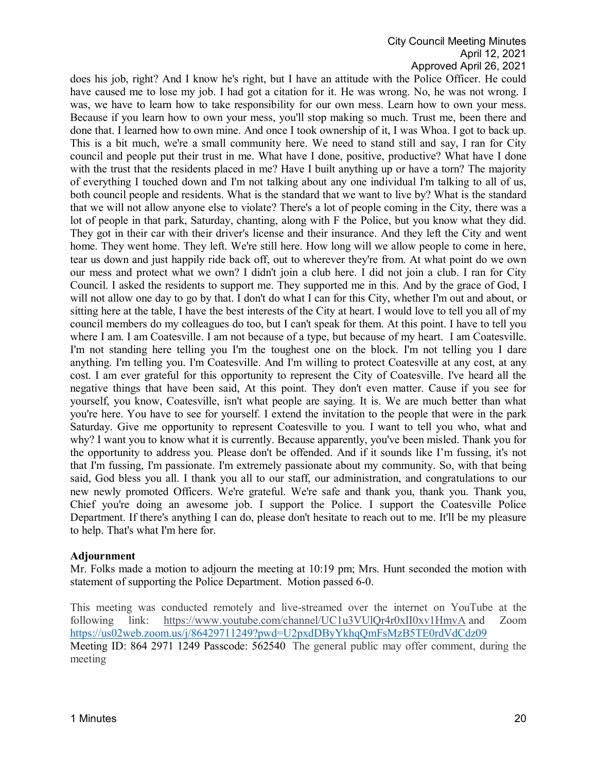does his job, right? And I know he's right, but I have an attitude with the Police Officer. He could have caused me to lose my job. I had got a citation for it. He was wrong. No, he was not wrong. I was, we have to learn how to take responsibility for our own mess. Learn how to own your mess. Because if you learn how to own your mess, you'll stop making so much. Trust me, been there and done that. I learned how to own mine. And once I took ownership of it, I was Whoa. I got to back up. This is a bit much, we're a small community here. We need to stand still and say, I ran for City council and people put their trust in me. What have I done, positive, productive? What have I done with the trust that the residents placed in me? Have I built anything up or have a torn? The majority of everything I touched down and I'm not talking about any one individual I'm talking to all of us, both council people and residents. What is the standard that we want to live by? What is the standard that we will not allow anyone else to violate? There's a lot of people coming in the City, there was a lot of people in that park, Saturday, chanting, along with F the Police, but you know what they did. They got in their car with their driver's license and their insurance. And they left the City and went home. They went home. They left. We're still here. How long will we allow people to come in here, tear us down and just happily ride back off, out to wherever they're from. At what point do we own our mess and protect what we own? I didn't join a club here. I did not join a club. I ran for City Council. I asked the residents to support me. They supported me in this. And by the grace of God, I will not allow one day to go by that. I don't do what I can for this City, whether I'm out and about, or sitting here at the table, I have the best interests of the City at heart. I would love to tell you all of my council members do my colleagues do too, but I can't speak for them. At this point. I have to tell you where I am. I am Coatesville. I am not because of a type, but because of my heart. I am Coatesville. I'm not standing here telling you I'm the toughest one on the block. I'm not telling you I dare anything. I'm telling you. I'm Coatesville. And I'm willing to protect Coatesville at any cost, at any cost. I am ever grateful for this opportunity to represent the City of Coatesville. I've heard all the negative things that have been said, At this point. They don't even matter. Cause if you see for yourself, you know, Coatesville, isn't what people are saying. It is. We are much better than what you're here. You have to see for yourself. I extend the invitation to the people that were in the park Saturday. Give me opportunity to represent Coatesville to you. I want to tell you who, what and why? I want you to know what it is currently. Because apparently, you've been misled. Thank you for the opportunity to address you. Please don't be offended. And if it sounds like I'm fussing, it's not that I'm fussing, I'm passionate. I'm extremely passionate about my community. So, with that being said, God bless you all. I thank you all to our staff, our administration, and congratulations to our new newly promoted Officers. We're grateful. We're safe and thank you, thank you. Thank you, Chief you're doing an awesome job. I support the Police. I support the Coatesville Police Department. If there's anything I can do, please don't hesitate to reach out to me. It'll be my pleasure to help. That's what I'm here for.

**Adjournment**
Mr. Folks made a motion to adjourn the meeting at 10:19 pm; Mrs. Hunt seconded the motion with statement of supporting the Police Department. Motion passed 6-0.

This meeting was conducted remotely and live-streamed over the internet on YouTube at the following link: https://www.youtube.com/channel/UC1u3VUlQr4r0xII0xv1HmvA and Zoom https://us02web.zoom.us/j/86429711249?pwd=U2pxdDByYkhqQmFsMzB5TE0rdVdCdz09
Meeting ID: 864 2971 1249 Passcode: 562540 The general public may offer comment, during the meeting